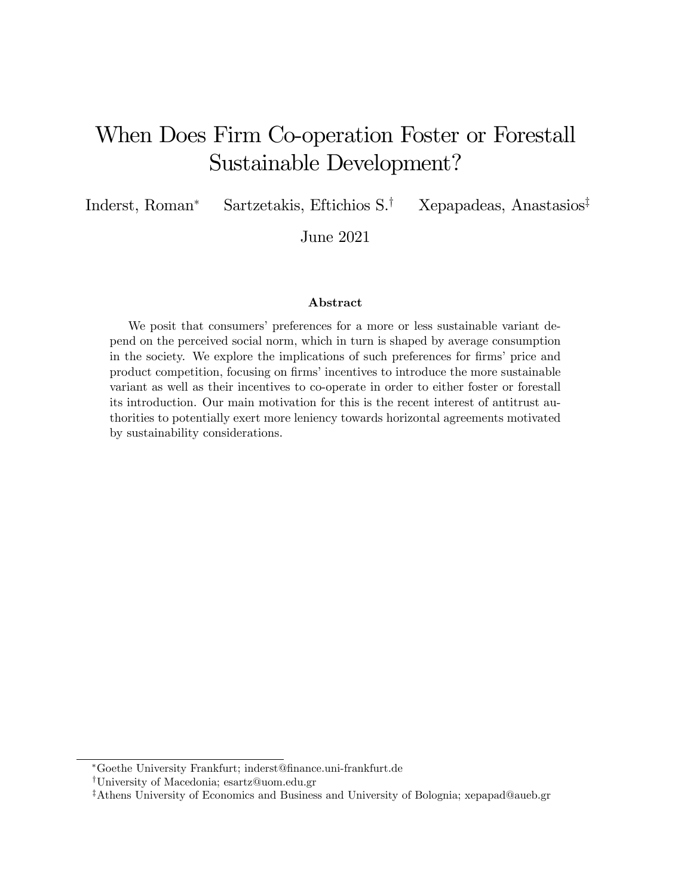# When Does Firm Co-operation Foster or Forestall Sustainable Development?

Inderst, Roman[*] Sartzetakis, Eftichios S.[†] Xepapadeas, Anastasios[‡]

June 2021

### Abstract

We posit that consumers' preferences for a more or less sustainable variant depend on the perceived social norm, which in turn is shaped by average consumption in the society. We explore the implications of such preferences for firms' price and product competition, focusing on firms' incentives to introduce the more sustainable variant as well as their incentives to co-operate in order to either foster or forestall its introduction. Our main motivation for this is the recent interest of antitrust authorities to potentially exert more leniency towards horizontal agreements motivated by sustainability considerations.

---

[*] Goethe University Frankfurt; inderst@finance.uni-frankfurt.de

[†] University of Macedonia; esartz@uom.edu.gr

[‡] Athens University of Economics and Business and University of Bolognia; xepapad@aueb.gr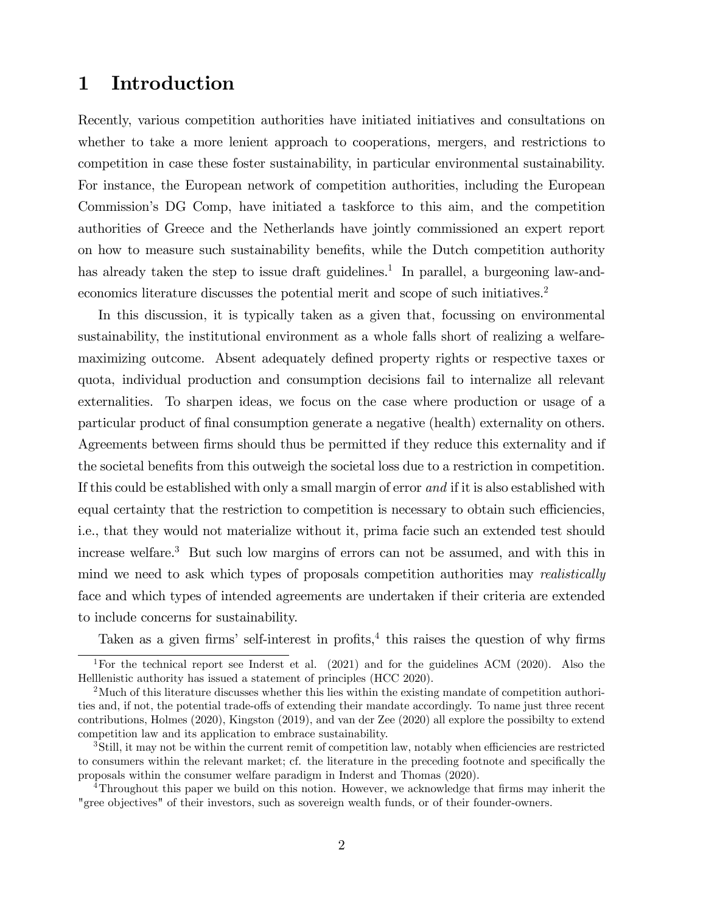# 1 Introduction

Recently, various competition authorities have initiated initiatives and consultations on whether to take a more lenient approach to cooperations, mergers, and restrictions to competition in case these foster sustainability, in particular environmental sustainability. For instance, the European network of competition authorities, including the European Commission's DG Comp, have initiated a taskforce to this aim, and the competition authorities of Greece and the Netherlands have jointly commissioned an expert report on how to measure such sustainability benefits, while the Dutch competition authority has already taken the step to issue draft guidelines.[1] In parallel, a burgeoning law-and-economics literature discusses the potential merit and scope of such initiatives.[2]

In this discussion, it is typically taken as a given that, focussing on environmental sustainability, the institutional environment as a whole falls short of realizing a welfare-maximizing outcome. Absent adequately defined property rights or respective taxes or quota, individual production and consumption decisions fail to internalize all relevant externalities. To sharpen ideas, we focus on the case where production or usage of a particular product of final consumption generate a negative (health) externality on others. Agreements between firms should thus be permitted if they reduce this externality and if the societal benefits from this outweigh the societal loss due to a restriction in competition. If this could be established with only a small margin of error *and* if it is also established with equal certainty that the restriction to competition is necessary to obtain such efficiencies, i.e., that they would not materialize without it, prima facie such an extended test should increase welfare.[3] But such low margins of errors can not be assumed, and with this in mind we need to ask which types of proposals competition authorities may *realistically* face and which types of intended agreements are undertaken if their criteria are extended to include concerns for sustainability.

Taken as a given firms' self-interest in profits,[4] this raises the question of why firms

---

[1] For the technical report see Inderst et al. (2021) and for the guidelines ACM (2020). Also the Helllenistic authority has issued a statement of principles (HCC 2020).

[2] Much of this literature discusses whether this lies within the existing mandate of competition authorities and, if not, the potential trade-offs of extending their mandate accordingly. To name just three recent contributions, Holmes (2020), Kingston (2019), and van der Zee (2020) all explore the possibilty to extend competition law and its application to embrace sustainability.

[3] Still, it may not be within the current remit of competition law, notably when efficiencies are restricted to consumers within the relevant market; cf. the literature in the preceding footnote and specifically the proposals within the consumer welfare paradigm in Inderst and Thomas (2020).

[4] Throughout this paper we build on this notion. However, we acknowledge that firms may inherit the "gree objectives" of their investors, such as sovereign wealth funds, or of their founder-owners.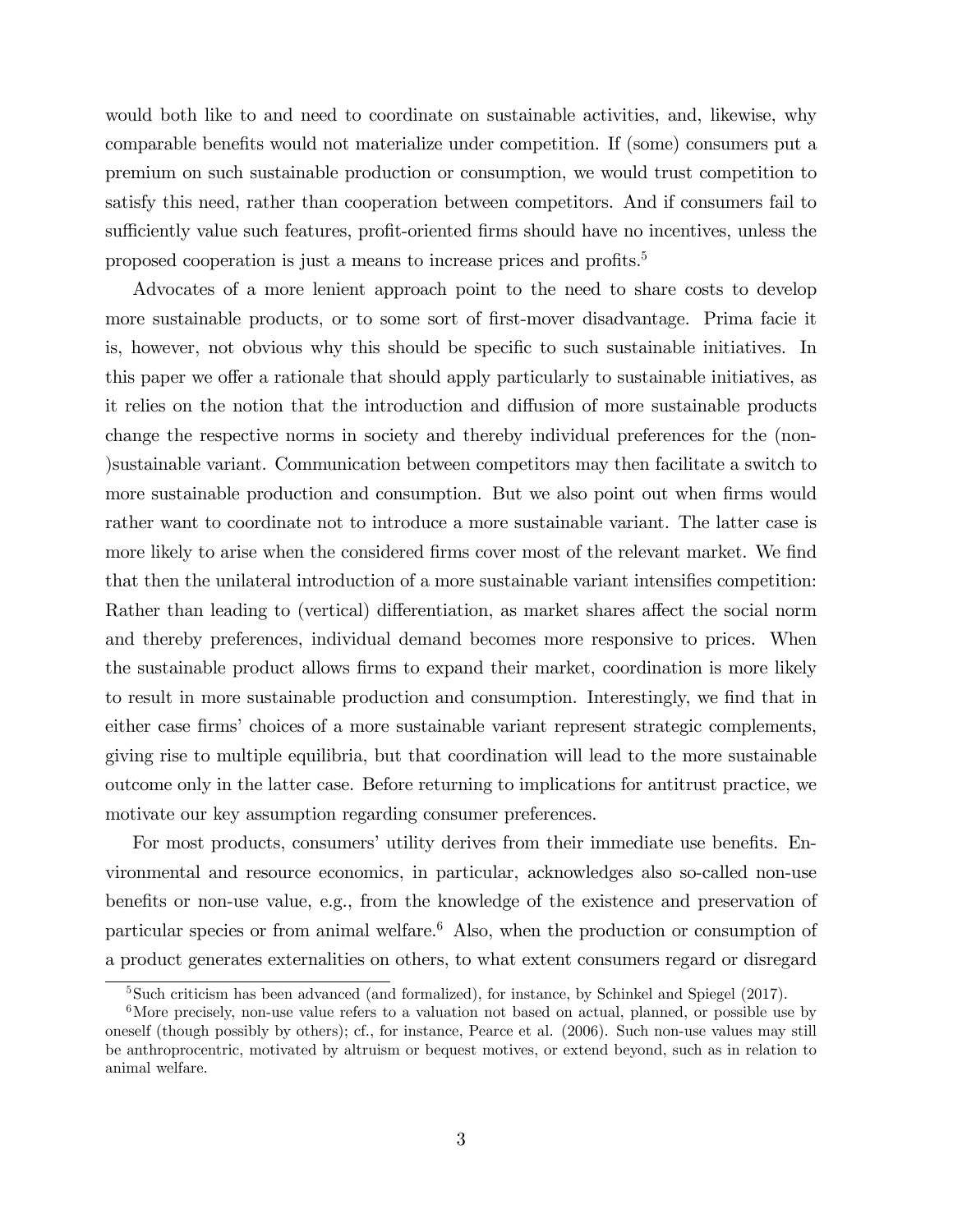would both like to and need to coordinate on sustainable activities, and, likewise, why comparable benefits would not materialize under competition. If (some) consumers put a premium on such sustainable production or consumption, we would trust competition to satisfy this need, rather than cooperation between competitors. And if consumers fail to sufficiently value such features, profit-oriented firms should have no incentives, unless the proposed cooperation is just a means to increase prices and profits.[5]

Advocates of a more lenient approach point to the need to share costs to develop more sustainable products, or to some sort of first-mover disadvantage. Prima facie it is, however, not obvious why this should be specific to such sustainable initiatives. In this paper we offer a rationale that should apply particularly to sustainable initiatives, as it relies on the notion that the introduction and diffusion of more sustainable products change the respective norms in society and thereby individual preferences for the (non-)sustainable variant. Communication between competitors may then facilitate a switch to more sustainable production and consumption. But we also point out when firms would rather want to coordinate not to introduce a more sustainable variant. The latter case is more likely to arise when the considered firms cover most of the relevant market. We find that then the unilateral introduction of a more sustainable variant intensifies competition: Rather than leading to (vertical) differentiation, as market shares affect the social norm and thereby preferences, individual demand becomes more responsive to prices. When the sustainable product allows firms to expand their market, coordination is more likely to result in more sustainable production and consumption. Interestingly, we find that in either case firms' choices of a more sustainable variant represent strategic complements, giving rise to multiple equilibria, but that coordination will lead to the more sustainable outcome only in the latter case. Before returning to implications for antitrust practice, we motivate our key assumption regarding consumer preferences.

For most products, consumers' utility derives from their immediate use benefits. Environmental and resource economics, in particular, acknowledges also so-called non-use benefits or non-use value, e.g., from the knowledge of the existence and preservation of particular species or from animal welfare.[6] Also, when the production or consumption of a product generates externalities on others, to what extent consumers regard or disregard

[5] Such criticism has been advanced (and formalized), for instance, by Schinkel and Spiegel (2017).

[6] More precisely, non-use value refers to a valuation not based on actual, planned, or possible use by oneself (though possibly by others); cf., for instance, Pearce et al. (2006). Such non-use values may still be anthroprocentric, motivated by altruism or bequest motives, or extend beyond, such as in relation to animal welfare.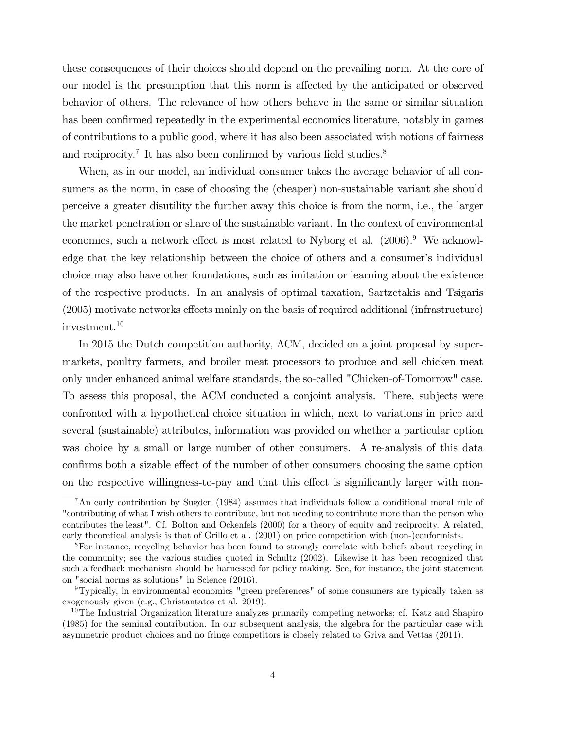these consequences of their choices should depend on the prevailing norm. At the core of our model is the presumption that this norm is affected by the anticipated or observed behavior of others. The relevance of how others behave in the same or similar situation has been confirmed repeatedly in the experimental economics literature, notably in games of contributions to a public good, where it has also been associated with notions of fairness and reciprocity.[7] It has also been confirmed by various field studies.[8]

When, as in our model, an individual consumer takes the average behavior of all consumers as the norm, in case of choosing the (cheaper) non-sustainable variant she should perceive a greater disutility the further away this choice is from the norm, i.e., the larger the market penetration or share of the sustainable variant. In the context of environmental economics, such a network effect is most related to Nyborg et al. (2006).[9] We acknowledge that the key relationship between the choice of others and a consumer's individual choice may also have other foundations, such as imitation or learning about the existence of the respective products. In an analysis of optimal taxation, Sartzetakis and Tsigaris (2005) motivate networks effects mainly on the basis of required additional (infrastructure) investment.[10]

In 2015 the Dutch competition authority, ACM, decided on a joint proposal by supermarkets, poultry farmers, and broiler meat processors to produce and sell chicken meat only under enhanced animal welfare standards, the so-called "Chicken-of-Tomorrow" case. To assess this proposal, the ACM conducted a conjoint analysis. There, subjects were confronted with a hypothetical choice situation in which, next to variations in price and several (sustainable) attributes, information was provided on whether a particular option was choice by a small or large number of other consumers. A re-analysis of this data confirms both a sizable effect of the number of other consumers choosing the same option on the respective willingness-to-pay and that this effect is significantly larger with non-

---

[7] An early contribution by Sugden (1984) assumes that individuals follow a conditional moral rule of "contributing of what I wish others to contribute, but not needing to contribute more than the person who contributes the least". Cf. Bolton and Ockenfels (2000) for a theory of equity and reciprocity. A related, early theoretical analysis is that of Grillo et al. (2001) on price competition with (non-)conformists.

[8] For instance, recycling behavior has been found to strongly correlate with beliefs about recycling in the community; see the various studies quoted in Schultz (2002). Likewise it has been recognized that such a feedback mechanism should be harnessed for policy making. See, for instance, the joint statement on "social norms as solutions" in Science (2016).

[9] Typically, in environmental economics "green preferences" of some consumers are typically taken as exogenously given (e.g., Christantatos et al. 2019).

[10] The Industrial Organization literature analyzes primarily competing networks; cf. Katz and Shapiro (1985) for the seminal contribution. In our subsequent analysis, the algebra for the particular case with asymmetric product choices and no fringe competitors is closely related to Griva and Vettas (2011).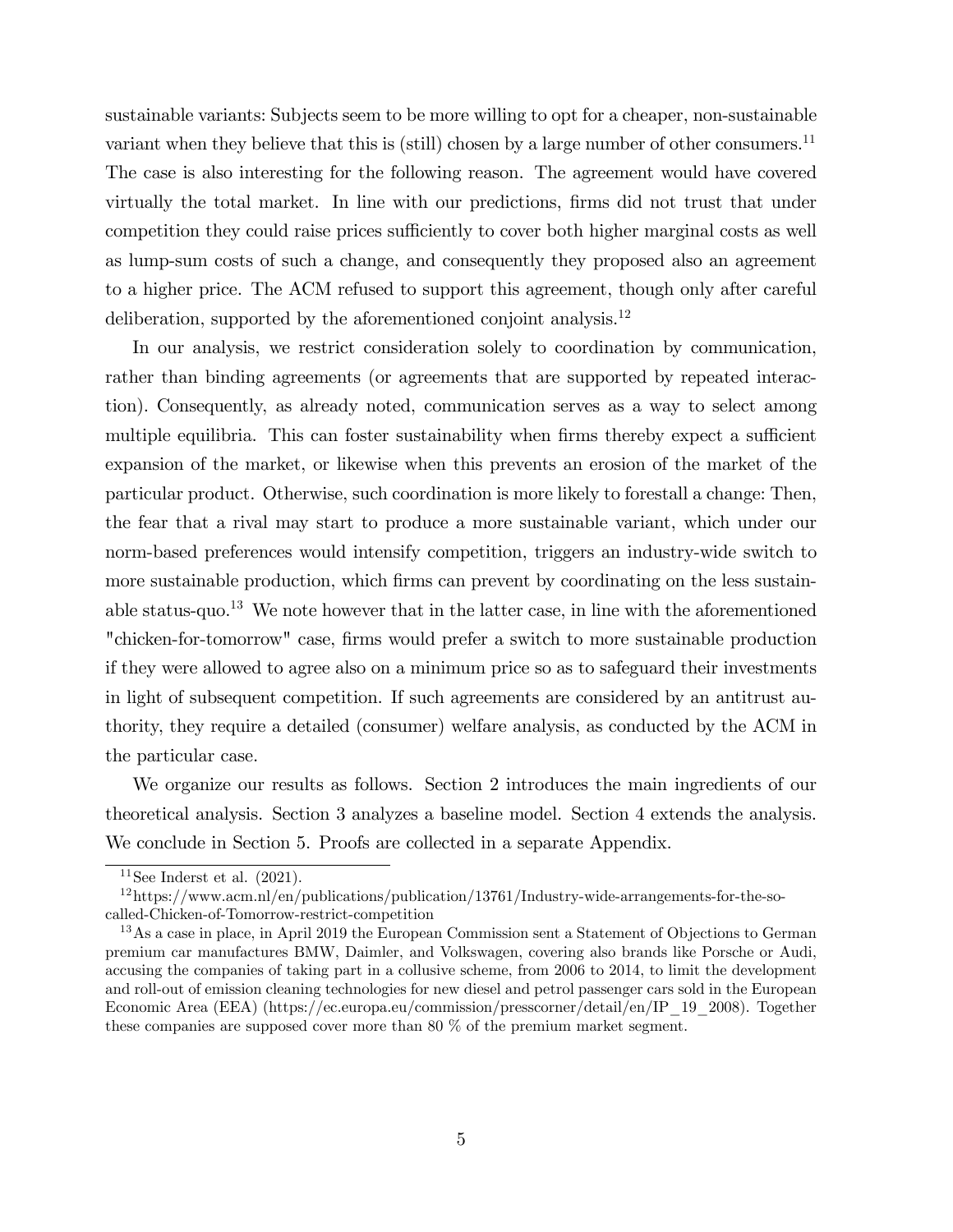sustainable variants: Subjects seem to be more willing to opt for a cheaper, non-sustainable variant when they believe that this is (still) chosen by a large number of other consumers.[11] The case is also interesting for the following reason. The agreement would have covered virtually the total market. In line with our predictions, firms did not trust that under competition they could raise prices sufficiently to cover both higher marginal costs as well as lump-sum costs of such a change, and consequently they proposed also an agreement to a higher price. The ACM refused to support this agreement, though only after careful deliberation, supported by the aforementioned conjoint analysis.[12]

In our analysis, we restrict consideration solely to coordination by communication, rather than binding agreements (or agreements that are supported by repeated interaction). Consequently, as already noted, communication serves as a way to select among multiple equilibria. This can foster sustainability when firms thereby expect a sufficient expansion of the market, or likewise when this prevents an erosion of the market of the particular product. Otherwise, such coordination is more likely to forestall a change: Then, the fear that a rival may start to produce a more sustainable variant, which under our norm-based preferences would intensify competition, triggers an industry-wide switch to more sustainable production, which firms can prevent by coordinating on the less sustainable status-quo.[13] We note however that in the latter case, in line with the aforementioned "chicken-for-tomorrow" case, firms would prefer a switch to more sustainable production if they were allowed to agree also on a minimum price so as to safeguard their investments in light of subsequent competition. If such agreements are considered by an antitrust authority, they require a detailed (consumer) welfare analysis, as conducted by the ACM in the particular case.

We organize our results as follows. Section 2 introduces the main ingredients of our theoretical analysis. Section 3 analyzes a baseline model. Section 4 extends the analysis. We conclude in Section 5. Proofs are collected in a separate Appendix.

---

[11] See Inderst et al. (2021).

[12] https://www.acm.nl/en/publications/publication/13761/Industry-wide-arrangements-for-the-so-called-Chicken-of-Tomorrow-restrict-competition

[13] As a case in place, in April 2019 the European Commission sent a Statement of Objections to German premium car manufactures BMW, Daimler, and Volkswagen, covering also brands like Porsche or Audi, accusing the companies of taking part in a collusive scheme, from 2006 to 2014, to limit the development and roll-out of emission cleaning technologies for new diesel and petrol passenger cars sold in the European Economic Area (EEA) (https://ec.europa.eu/commission/presscorner/detail/en/IP_19_2008). Together these companies are supposed cover more than 80 % of the premium market segment.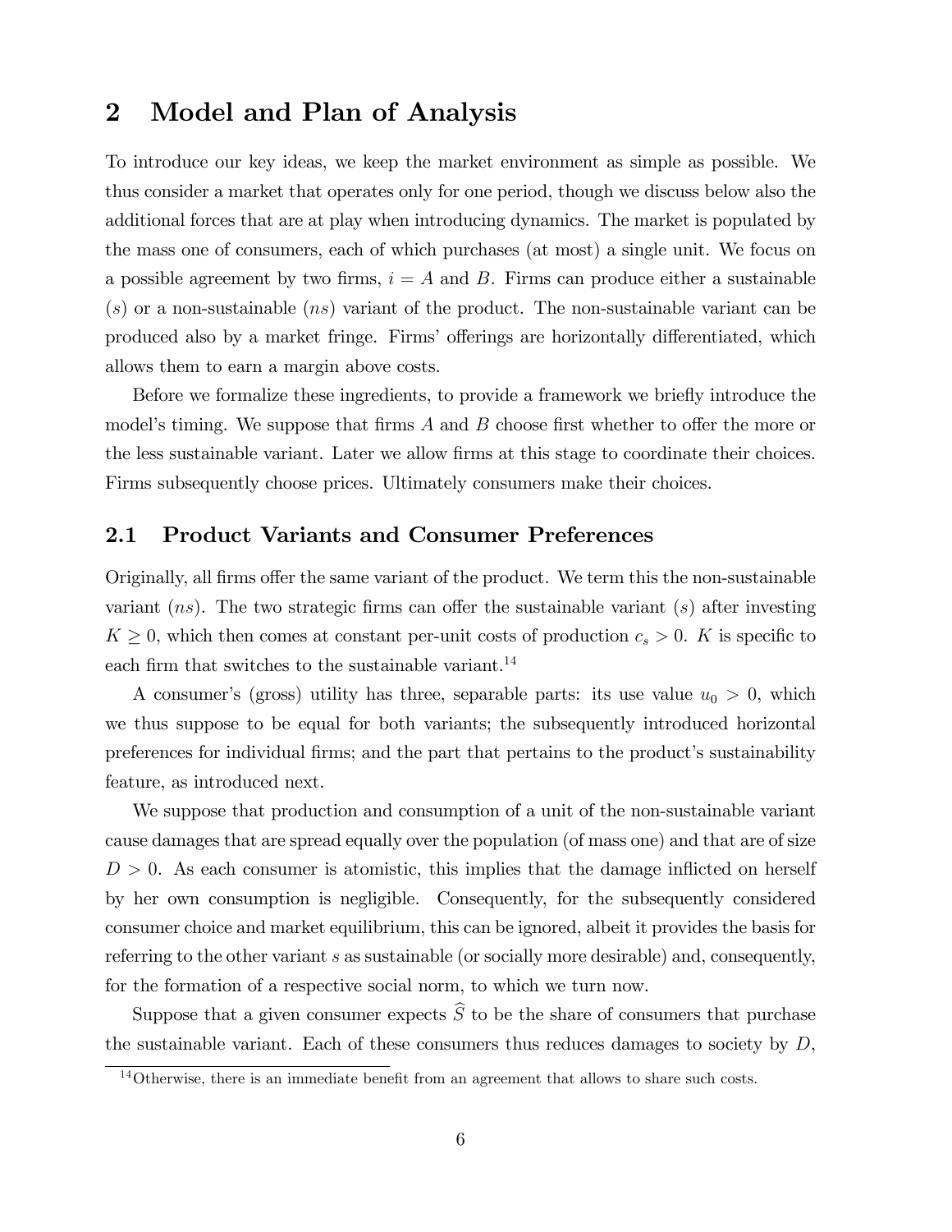# 2 Model and Plan of Analysis

To introduce our key ideas, we keep the market environment as simple as possible. We thus consider a market that operates only for one period, though we discuss below also the additional forces that are at play when introducing dynamics. The market is populated by the mass one of consumers, each of which purchases (at most) a single unit. We focus on a possible agreement by two firms, $i = A$ and $B$. Firms can produce either a sustainable ($s$) or a non-sustainable ($ns$) variant of the product. The non-sustainable variant can be produced also by a market fringe. Firms' offerings are horizontally differentiated, which allows them to earn a margin above costs.

Before we formalize these ingredients, to provide a framework we briefly introduce the model's timing. We suppose that firms $A$ and $B$ choose first whether to offer the more or the less sustainable variant. Later we allow firms at this stage to coordinate their choices. Firms subsequently choose prices. Ultimately consumers make their choices.

## 2.1 Product Variants and Consumer Preferences

Originally, all firms offer the same variant of the product. We term this the non-sustainable variant ($ns$). The two strategic firms can offer the sustainable variant ($s$) after investing $K \geq 0$, which then comes at constant per-unit costs of production $c_s > 0$. $K$ is specific to each firm that switches to the sustainable variant.[14]

A consumer's (gross) utility has three, separable parts: its use value $u_0 > 0$, which we thus suppose to be equal for both variants; the subsequently introduced horizontal preferences for individual firms; and the part that pertains to the product's sustainability feature, as introduced next.

We suppose that production and consumption of a unit of the non-sustainable variant cause damages that are spread equally over the population (of mass one) and that are of size $D > 0$. As each consumer is atomistic, this implies that the damage inflicted on herself by her own consumption is negligible. Consequently, for the subsequently considered consumer choice and market equilibrium, this can be ignored, albeit it provides the basis for referring to the other variant $s$ as sustainable (or socially more desirable) and, consequently, for the formation of a respective social norm, to which we turn now.

Suppose that a given consumer expects $\widehat{S}$ to be the share of consumers that purchase the sustainable variant. Each of these consumers thus reduces damages to society by $D$,

[14] Otherwise, there is an immediate benefit from an agreement that allows to share such costs.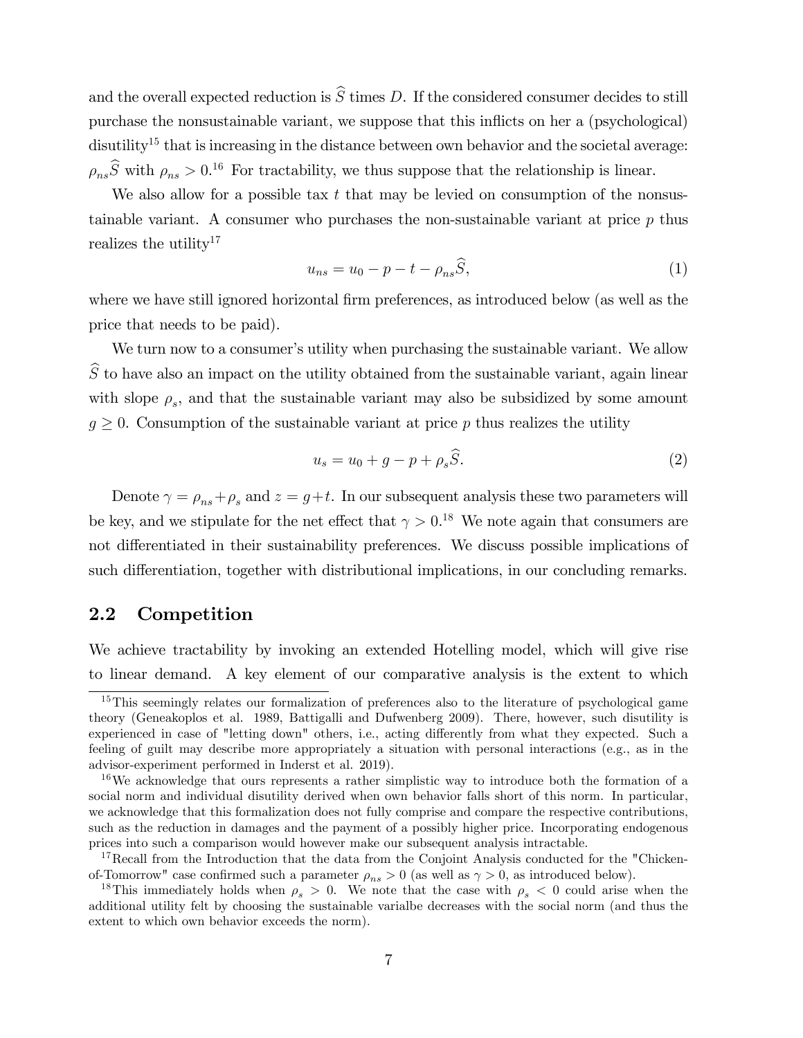and the overall expected reduction is $\widehat{S}$ times $D$. If the considered consumer decides to still purchase the nonsustainable variant, we suppose that this inflicts on her a (psychological) disutility[15] that is increasing in the distance between own behavior and the societal average: $\rho_{ns}\widehat{S}$ with $\rho_{ns} > 0$.[16] For tractability, we thus suppose that the relationship is linear.

We also allow for a possible tax $t$ that may be levied on consumption of the nonsustainable variant. A consumer who purchases the non-sustainable variant at price $p$ thus realizes the utility[17]

$$u_{ns} = u_0 - p - t - \rho_{ns}\widehat{S}, \tag{1}$$

where we have still ignored horizontal firm preferences, as introduced below (as well as the price that needs to be paid).

We turn now to a consumer's utility when purchasing the sustainable variant. We allow $\widehat{S}$ to have also an impact on the utility obtained from the sustainable variant, again linear with slope $\rho_s$, and that the sustainable variant may also be subsidized by some amount $g \geq 0$. Consumption of the sustainable variant at price $p$ thus realizes the utility

$$u_s = u_0 + g - p + \rho_s\widehat{S}. \tag{2}$$

Denote $\gamma = \rho_{ns} + \rho_s$ and $z = g + t$. In our subsequent analysis these two parameters will be key, and we stipulate for the net effect that $\gamma > 0$.[18] We note again that consumers are not differentiated in their sustainability preferences. We discuss possible implications of such differentiation, together with distributional implications, in our concluding remarks.

## 2.2 Competition

We achieve tractability by invoking an extended Hotelling model, which will give rise to linear demand. A key element of our comparative analysis is the extent to which

---

[15] This seemingly relates our formalization of preferences also to the literature of psychological game theory (Geneakoplos et al. 1989, Battigalli and Dufwenberg 2009). There, however, such disutility is experienced in case of "letting down" others, i.e., acting differently from what they expected. Such a feeling of guilt may describe more appropriately a situation with personal interactions (e.g., as in the advisor-experiment performed in Inderst et al. 2019).

[16] We acknowledge that ours represents a rather simplistic way to introduce both the formation of a social norm and individual disutility derived when own behavior falls short of this norm. In particular, we acknowledge that this formalization does not fully comprise and compare the respective contributions, such as the reduction in damages and the payment of a possibly higher price. Incorporating endogenous prices into such a comparison would however make our subsequent analysis intractable.

[17] Recall from the Introduction that the data from the Conjoint Analysis conducted for the "Chicken-of-Tomorrow" case confirmed such a parameter $\rho_{ns} > 0$ (as well as $\gamma > 0$, as introduced below).

[18] This immediately holds when $\rho_s > 0$. We note that the case with $\rho_s < 0$ could arise when the additional utility felt by choosing the sustainable varialbe decreases with the social norm (and thus the extent to which own behavior exceeds the norm).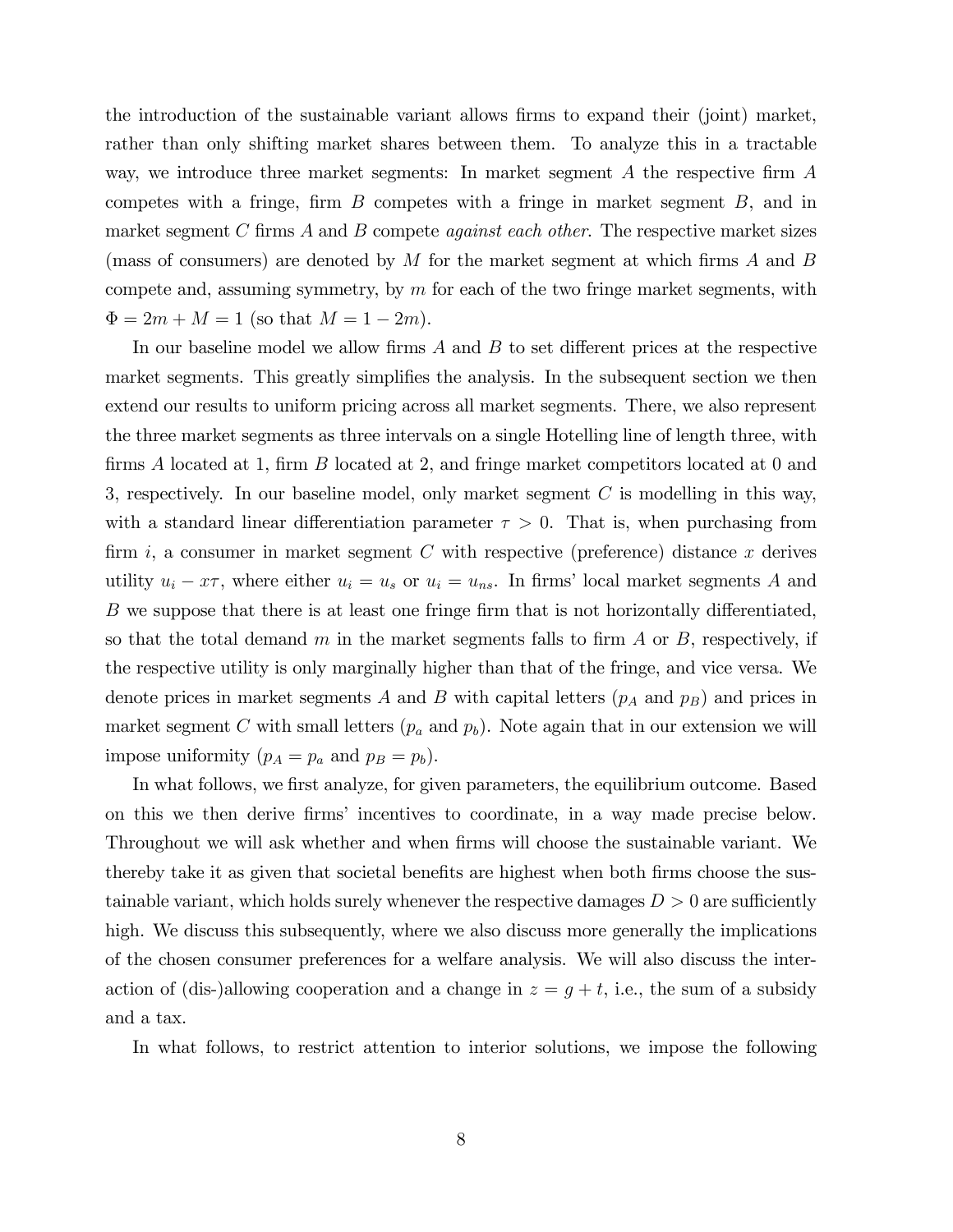the introduction of the sustainable variant allows firms to expand their (joint) market, rather than only shifting market shares between them. To analyze this in a tractable way, we introduce three market segments: In market segment $A$ the respective firm $A$ competes with a fringe, firm $B$ competes with a fringe in market segment $B$, and in market segment $C$ firms $A$ and $B$ compete *against each other*. The respective market sizes (mass of consumers) are denoted by $M$ for the market segment at which firms $A$ and $B$ compete and, assuming symmetry, by $m$ for each of the two fringe market segments, with $\Phi = 2m + M = 1$ (so that $M = 1 - 2m$).

In our baseline model we allow firms $A$ and $B$ to set different prices at the respective market segments. This greatly simplifies the analysis. In the subsequent section we then extend our results to uniform pricing across all market segments. There, we also represent the three market segments as three intervals on a single Hotelling line of length three, with firms $A$ located at 1, firm $B$ located at 2, and fringe market competitors located at 0 and 3, respectively. In our baseline model, only market segment $C$ is modelling in this way, with a standard linear differentiation parameter $\tau > 0$. That is, when purchasing from firm $i$, a consumer in market segment $C$ with respective (preference) distance $x$ derives utility $u_i - x\tau$, where either $u_i = u_s$ or $u_i = u_{ns}$. In firms' local market segments $A$ and $B$ we suppose that there is at least one fringe firm that is not horizontally differentiated, so that the total demand $m$ in the market segments falls to firm $A$ or $B$, respectively, if the respective utility is only marginally higher than that of the fringe, and vice versa. We denote prices in market segments $A$ and $B$ with capital letters ($p_A$ and $p_B$) and prices in market segment $C$ with small letters ($p_a$ and $p_b$). Note again that in our extension we will impose uniformity ($p_A = p_a$ and $p_B = p_b$).

In what follows, we first analyze, for given parameters, the equilibrium outcome. Based on this we then derive firms' incentives to coordinate, in a way made precise below. Throughout we will ask whether and when firms will choose the sustainable variant. We thereby take it as given that societal benefits are highest when both firms choose the sustainable variant, which holds surely whenever the respective damages $D > 0$ are sufficiently high. We discuss this subsequently, where we also discuss more generally the implications of the chosen consumer preferences for a welfare analysis. We will also discuss the interaction of (dis-)allowing cooperation and a change in $z = g + t$, i.e., the sum of a subsidy and a tax.

In what follows, to restrict attention to interior solutions, we impose the following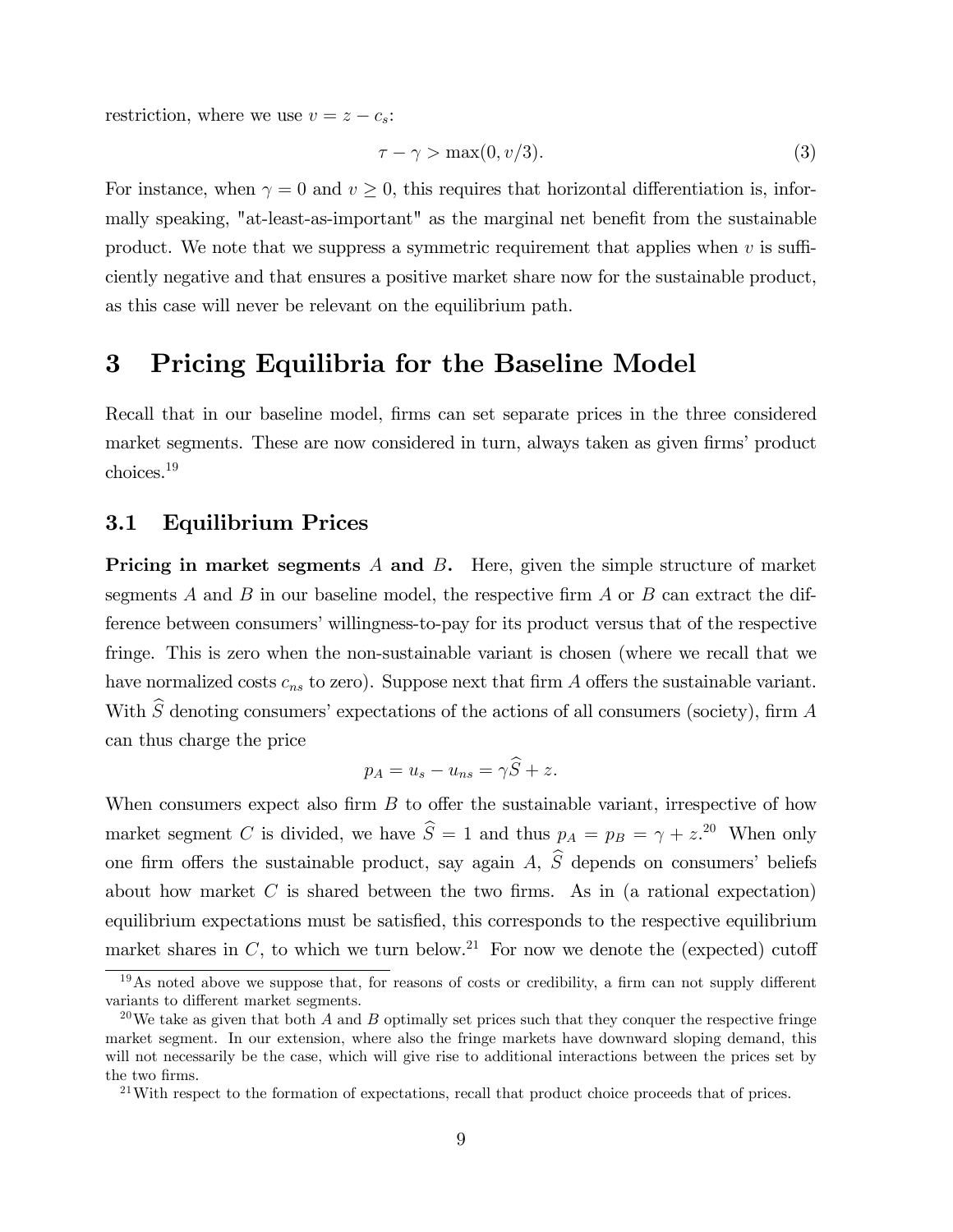restriction, where we use $v = z - c_s$:

$$\tau - \gamma > \max(0, v/3). \tag{3}$$

For instance, when $\gamma = 0$ and $v \geq 0$, this requires that horizontal differentiation is, informally speaking, "at-least-as-important" as the marginal net benefit from the sustainable product. We note that we suppress a symmetric requirement that applies when $v$ is sufficiently negative and that ensures a positive market share now for the sustainable product, as this case will never be relevant on the equilibrium path.

# 3 Pricing Equilibria for the Baseline Model

Recall that in our baseline model, firms can set separate prices in the three considered market segments. These are now considered in turn, always taken as given firms' product choices.[19]

## 3.1 Equilibrium Prices

**Pricing in market segments $A$ and $B$.** Here, given the simple structure of market segments $A$ and $B$ in our baseline model, the respective firm $A$ or $B$ can extract the difference between consumers' willingness-to-pay for its product versus that of the respective fringe. This is zero when the non-sustainable variant is chosen (where we recall that we have normalized costs $c_{ns}$ to zero). Suppose next that firm $A$ offers the sustainable variant. With $\widehat{S}$ denoting consumers' expectations of the actions of all consumers (society), firm $A$ can thus charge the price

$$p_A = u_s - u_{ns} = \gamma \widehat{S} + z.$$

When consumers expect also firm $B$ to offer the sustainable variant, irrespective of how market segment $C$ is divided, we have $\widehat{S} = 1$ and thus $p_A = p_B = \gamma + z$.[20] When only one firm offers the sustainable product, say again $A$, $\widehat{S}$ depends on consumers' beliefs about how market $C$ is shared between the two firms. As in (a rational expectation) equilibrium expectations must be satisfied, this corresponds to the respective equilibrium market shares in $C$, to which we turn below.[21] For now we denote the (expected) cutoff

[19] As noted above we suppose that, for reasons of costs or credibility, a firm can not supply different variants to different market segments.

[20] We take as given that both $A$ and $B$ optimally set prices such that they conquer the respective fringe market segment. In our extension, where also the fringe markets have downward sloping demand, this will not necessarily be the case, which will give rise to additional interactions between the prices set by the two firms.

[21] With respect to the formation of expectations, recall that product choice proceeds that of prices.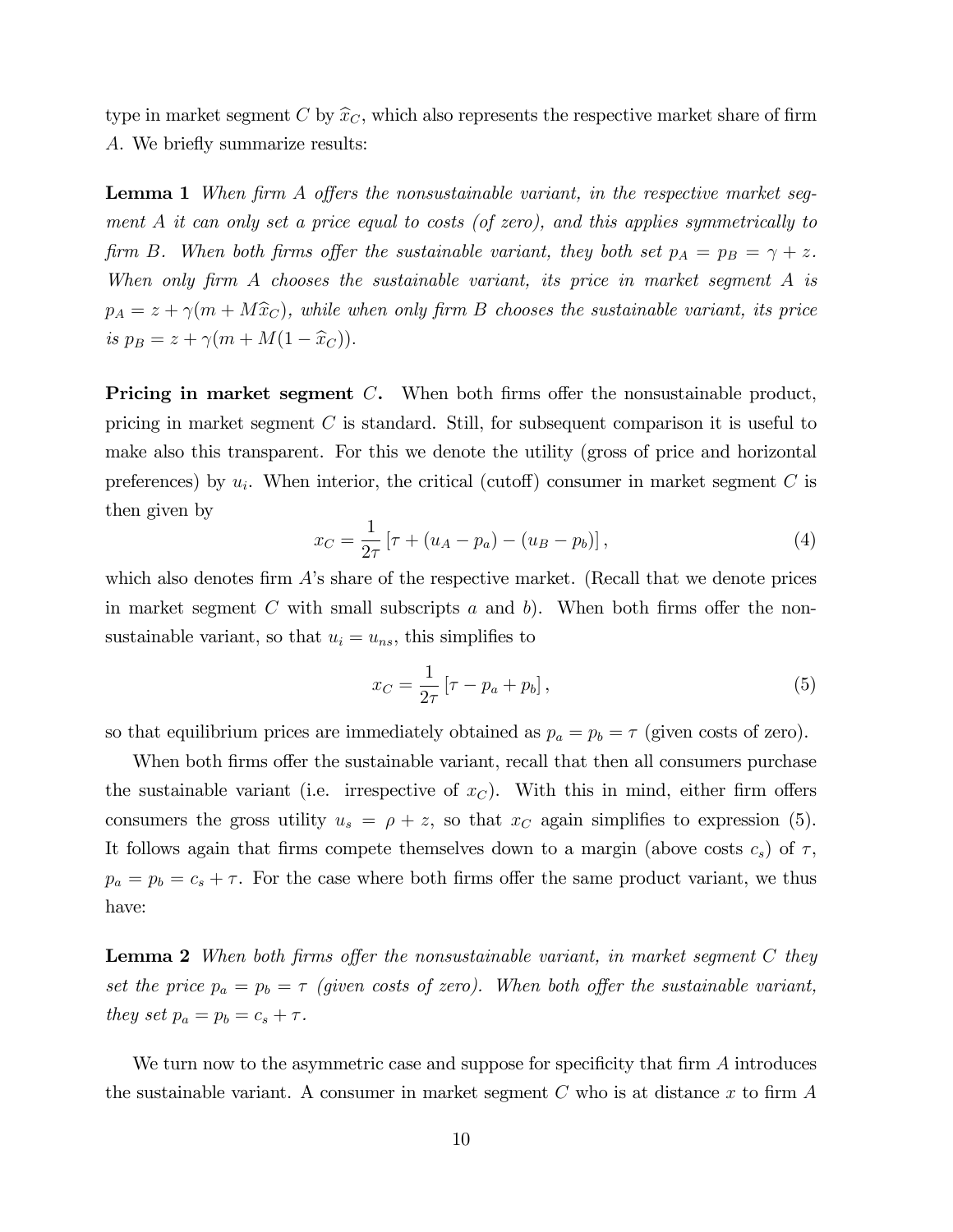type in market segment $C$ by $\widehat{x}_C$, which also represents the respective market share of firm $A$. We briefly summarize results:

**Lemma 1** *When firm $A$ offers the nonsustainable variant, in the respective market segment $A$ it can only set a price equal to costs (of zero), and this applies symmetrically to firm $B$. When both firms offer the sustainable variant, they both set $p_A = p_B = \gamma + z$. When only firm $A$ chooses the sustainable variant, its price in market segment $A$ is $p_A = z + \gamma(m + M\widehat{x}_C)$, while when only firm $B$ chooses the sustainable variant, its price is $p_B = z + \gamma(m + M(1 - \widehat{x}_C))$.*

**Pricing in market segment $C$.** When both firms offer the nonsustainable product, pricing in market segment $C$ is standard. Still, for subsequent comparison it is useful to make also this transparent. For this we denote the utility (gross of price and horizontal preferences) by $u_i$. When interior, the critical (cutoff) consumer in market segment $C$ is then given by

$$x_C = \frac{1}{2\tau}\left[\tau + (u_A - p_a) - (u_B - p_b)\right], \tag{4}$$

which also denotes firm $A$'s share of the respective market. (Recall that we denote prices in market segment $C$ with small subscripts $a$ and $b$). When both firms offer the nonsustainable variant, so that $u_i = u_{ns}$, this simplifies to

$$x_C = \frac{1}{2\tau}\left[\tau - p_a + p_b\right], \tag{5}$$

so that equilibrium prices are immediately obtained as $p_a = p_b = \tau$ (given costs of zero).

When both firms offer the sustainable variant, recall that then all consumers purchase the sustainable variant (i.e. irrespective of $x_C$). With this in mind, either firm offers consumers the gross utility $u_s = \rho + z$, so that $x_C$ again simplifies to expression (5). It follows again that firms compete themselves down to a margin (above costs $c_s$) of $\tau$, $p_a = p_b = c_s + \tau$. For the case where both firms offer the same product variant, we thus have:

**Lemma 2** *When both firms offer the nonsustainable variant, in market segment $C$ they set the price $p_a = p_b = \tau$ (given costs of zero). When both offer the sustainable variant, they set $p_a = p_b = c_s + \tau$.*

We turn now to the asymmetric case and suppose for specificity that firm $A$ introduces the sustainable variant. A consumer in market segment $C$ who is at distance $x$ to firm $A$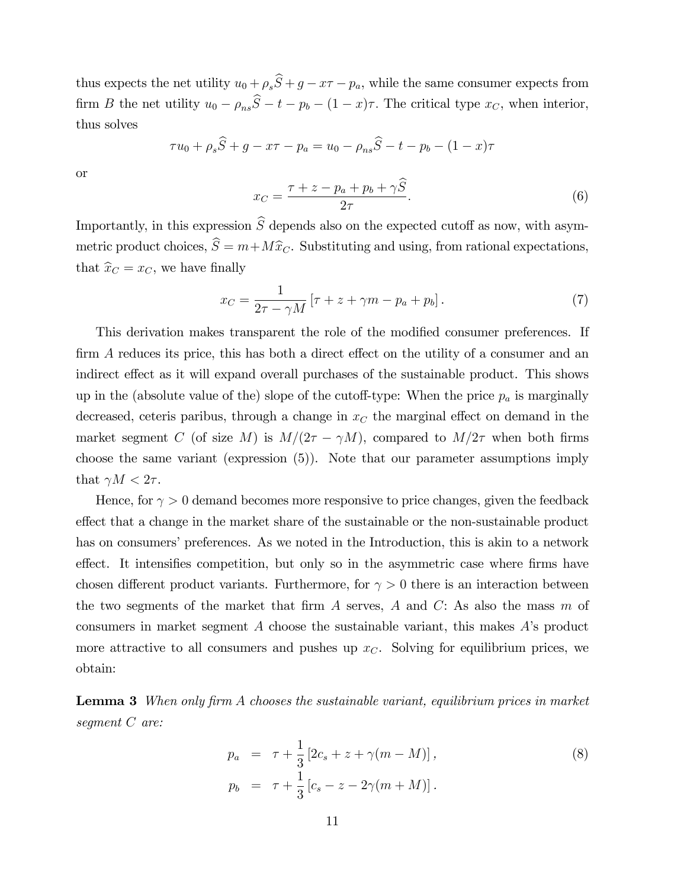thus expects the net utility $u_0 + \rho_s \widehat{S} + g - x\tau - p_a$, while the same consumer expects from firm $B$ the net utility $u_0 - \rho_{ns}\widehat{S} - t - p_b - (1-x)\tau$. The critical type $x_C$, when interior, thus solves

$$\tau u_0 + \rho_s \widehat{S} + g - x\tau - p_a = u_0 - \rho_{ns}\widehat{S} - t - p_b - (1-x)\tau$$

or

$$x_C = \frac{\tau + z - p_a + p_b + \gamma \widehat{S}}{2\tau}. \tag{6}$$

Importantly, in this expression $\widehat{S}$ depends also on the expected cutoff as now, with asymmetric product choices, $\widehat{S} = m + M\widehat{x}_C$. Substituting and using, from rational expectations, that $\widehat{x}_C = x_C$, we have finally

$$x_C = \frac{1}{2\tau - \gamma M}\left[\tau + z + \gamma m - p_a + p_b\right]. \tag{7}$$

This derivation makes transparent the role of the modified consumer preferences. If firm $A$ reduces its price, this has both a direct effect on the utility of a consumer and an indirect effect as it will expand overall purchases of the sustainable product. This shows up in the (absolute value of the) slope of the cutoff-type: When the price $p_a$ is marginally decreased, ceteris paribus, through a change in $x_C$ the marginal effect on demand in the market segment $C$ (of size $M$) is $M/(2\tau - \gamma M)$, compared to $M/2\tau$ when both firms choose the same variant (expression (5)). Note that our parameter assumptions imply that $\gamma M < 2\tau$.

Hence, for $\gamma > 0$ demand becomes more responsive to price changes, given the feedback effect that a change in the market share of the sustainable or the non-sustainable product has on consumers' preferences. As we noted in the Introduction, this is akin to a network effect. It intensifies competition, but only so in the asymmetric case where firms have chosen different product variants. Furthermore, for $\gamma > 0$ there is an interaction between the two segments of the market that firm $A$ serves, $A$ and $C$: As also the mass $m$ of consumers in market segment $A$ choose the sustainable variant, this makes $A$'s product more attractive to all consumers and pushes up $x_C$. Solving for equilibrium prices, we obtain:

**Lemma 3** *When only firm A chooses the sustainable variant, equilibrium prices in market segment C are:*

$$\begin{aligned} p_a &= \tau + \frac{1}{3}\left[2c_s + z + \gamma(m - M)\right], \\ p_b &= \tau + \frac{1}{3}\left[c_s - z - 2\gamma(m + M)\right]. \end{aligned} \tag{8}$$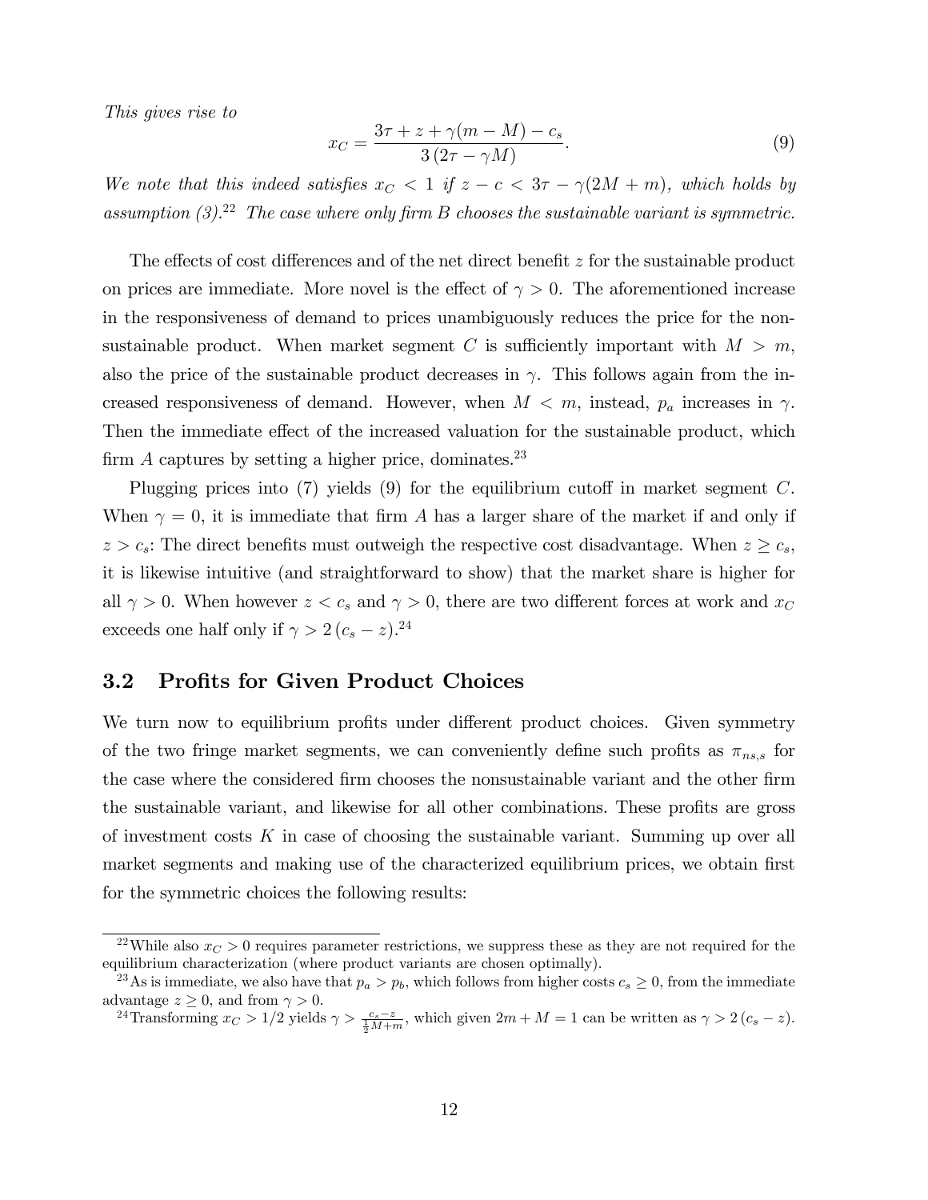*This gives rise to*

$$x_C = \frac{3\tau + z + \gamma(m - M) - c_s}{3(2\tau - \gamma M)}. \tag{9}$$

*We note that this indeed satisfies $x_C < 1$ if $z - c < 3\tau - \gamma(2M + m)$, which holds by assumption (3).*[22] *The case where only firm B chooses the sustainable variant is symmetric.*

The effects of cost differences and of the net direct benefit $z$ for the sustainable product on prices are immediate. More novel is the effect of $\gamma > 0$. The aforementioned increase in the responsiveness of demand to prices unambiguously reduces the price for the non-sustainable product. When market segment $C$ is sufficiently important with $M > m$, also the price of the sustainable product decreases in $\gamma$. This follows again from the increased responsiveness of demand. However, when $M < m$, instead, $p_a$ increases in $\gamma$. Then the immediate effect of the increased valuation for the sustainable product, which firm $A$ captures by setting a higher price, dominates.[23]

Plugging prices into (7) yields (9) for the equilibrium cutoff in market segment $C$. When $\gamma = 0$, it is immediate that firm $A$ has a larger share of the market if and only if $z > c_s$: The direct benefits must outweigh the respective cost disadvantage. When $z \geq c_s$, it is likewise intuitive (and straightforward to show) that the market share is higher for all $\gamma > 0$. When however $z < c_s$ and $\gamma > 0$, there are two different forces at work and $x_C$ exceeds one half only if $\gamma > 2(c_s - z)$.[24]

## 3.2 Profits for Given Product Choices

We turn now to equilibrium profits under different product choices. Given symmetry of the two fringe market segments, we can conveniently define such profits as $\pi_{ns,s}$ for the case where the considered firm chooses the nonsustainable variant and the other firm the sustainable variant, and likewise for all other combinations. These profits are gross of investment costs $K$ in case of choosing the sustainable variant. Summing up over all market segments and making use of the characterized equilibrium prices, we obtain first for the symmetric choices the following results:

---

[22] While also $x_C > 0$ requires parameter restrictions, we suppress these as they are not required for the equilibrium characterization (where product variants are chosen optimally).

[23] As is immediate, we also have that $p_a > p_b$, which follows from higher costs $c_s \geq 0$, from the immediate advantage $z \geq 0$, and from $\gamma > 0$.

[24] Transforming $x_C > 1/2$ yields $\gamma > \frac{c_s - z}{\frac{1}{2}M + m}$, which given $2m + M = 1$ can be written as $\gamma > 2(c_s - z)$.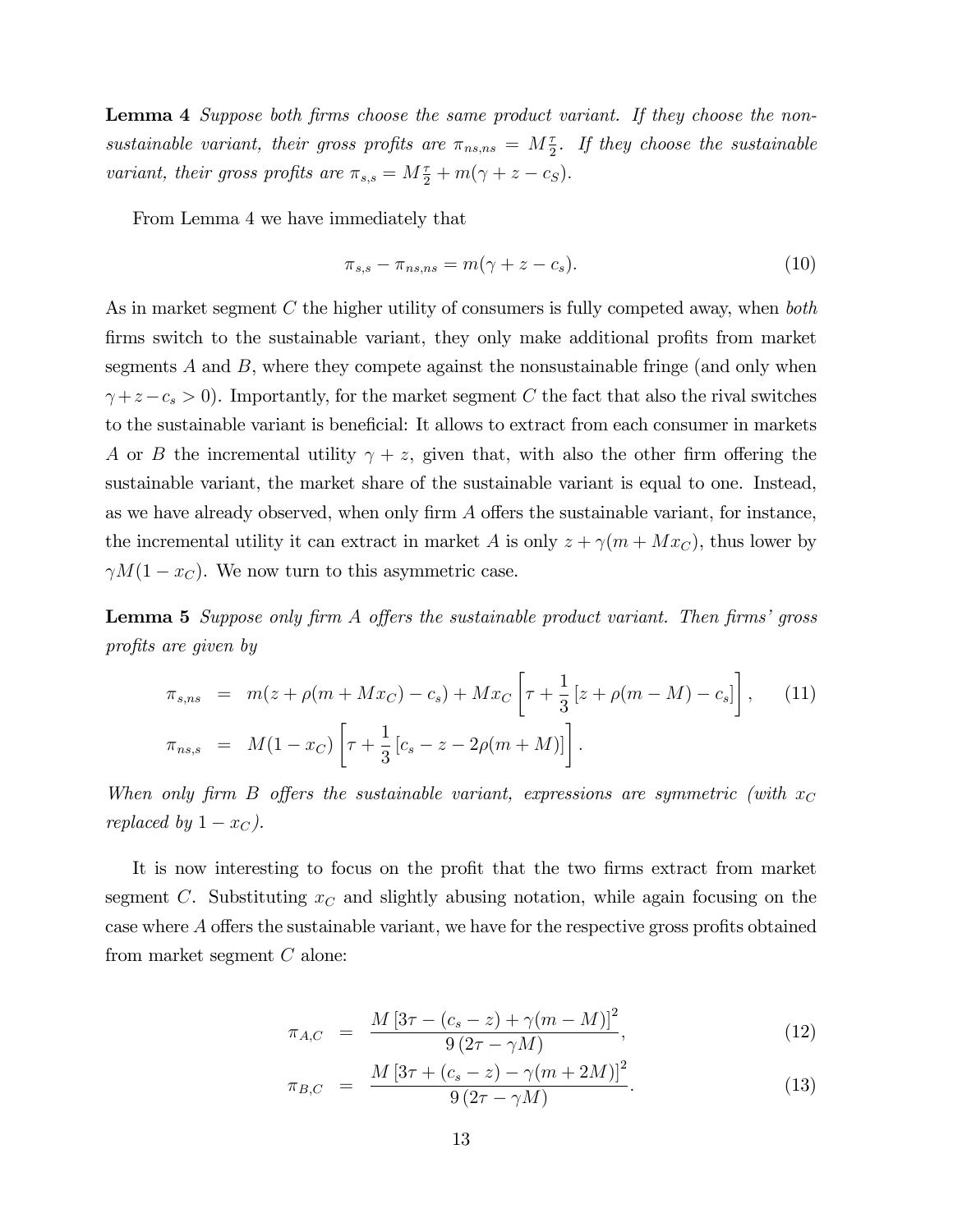**Lemma 4** *Suppose both firms choose the same product variant. If they choose the non-sustainable variant, their gross profits are $\pi_{ns,ns} = M\frac{\tau}{2}$. If they choose the sustainable variant, their gross profits are $\pi_{s,s} = M\frac{\tau}{2} + m(\gamma + z - c_S)$.*

From Lemma 4 we have immediately that

$$\pi_{s,s} - \pi_{ns,ns} = m(\gamma + z - c_s). \tag{10}$$

As in market segment $C$ the higher utility of consumers is fully competed away, when *both* firms switch to the sustainable variant, they only make additional profits from market segments $A$ and $B$, where they compete against the nonsustainable fringe (and only when $\gamma + z - c_s > 0$). Importantly, for the market segment $C$ the fact that also the rival switches to the sustainable variant is beneficial: It allows to extract from each consumer in markets $A$ or $B$ the incremental utility $\gamma + z$, given that, with also the other firm offering the sustainable variant, the market share of the sustainable variant is equal to one. Instead, as we have already observed, when only firm $A$ offers the sustainable variant, for instance, the incremental utility it can extract in market $A$ is only $z + \gamma(m + Mx_C)$, thus lower by $\gamma M(1 - x_C)$. We now turn to this asymmetric case.

**Lemma 5** *Suppose only firm A offers the sustainable product variant. Then firms' gross profits are given by*

$$\begin{aligned}
\pi_{s,ns} &= m(z + \rho(m + Mx_C) - c_s) + Mx_C\left[\tau + \frac{1}{3}\left[z + \rho(m - M) - c_s\right]\right], \qquad (11)\\
\pi_{ns,s} &= M(1 - x_C)\left[\tau + \frac{1}{3}\left[c_s - z - 2\rho(m + M)\right]\right].
\end{aligned}$$

*When only firm B offers the sustainable variant, expressions are symmetric (with $x_C$ replaced by $1 - x_C$).*

It is now interesting to focus on the profit that the two firms extract from market segment $C$. Substituting $x_C$ and slightly abusing notation, while again focusing on the case where $A$ offers the sustainable variant, we have for the respective gross profits obtained from market segment $C$ alone:

$$\pi_{A,C} = \frac{M\left[3\tau - (c_s - z) + \gamma(m - M)\right]^2}{9\left(2\tau - \gamma M\right)}, \tag{12}$$

$$\pi_{B,C} = \frac{M\left[3\tau + (c_s - z) - \gamma(m + 2M)\right]^2}{9\left(2\tau - \gamma M\right)}. \tag{13}$$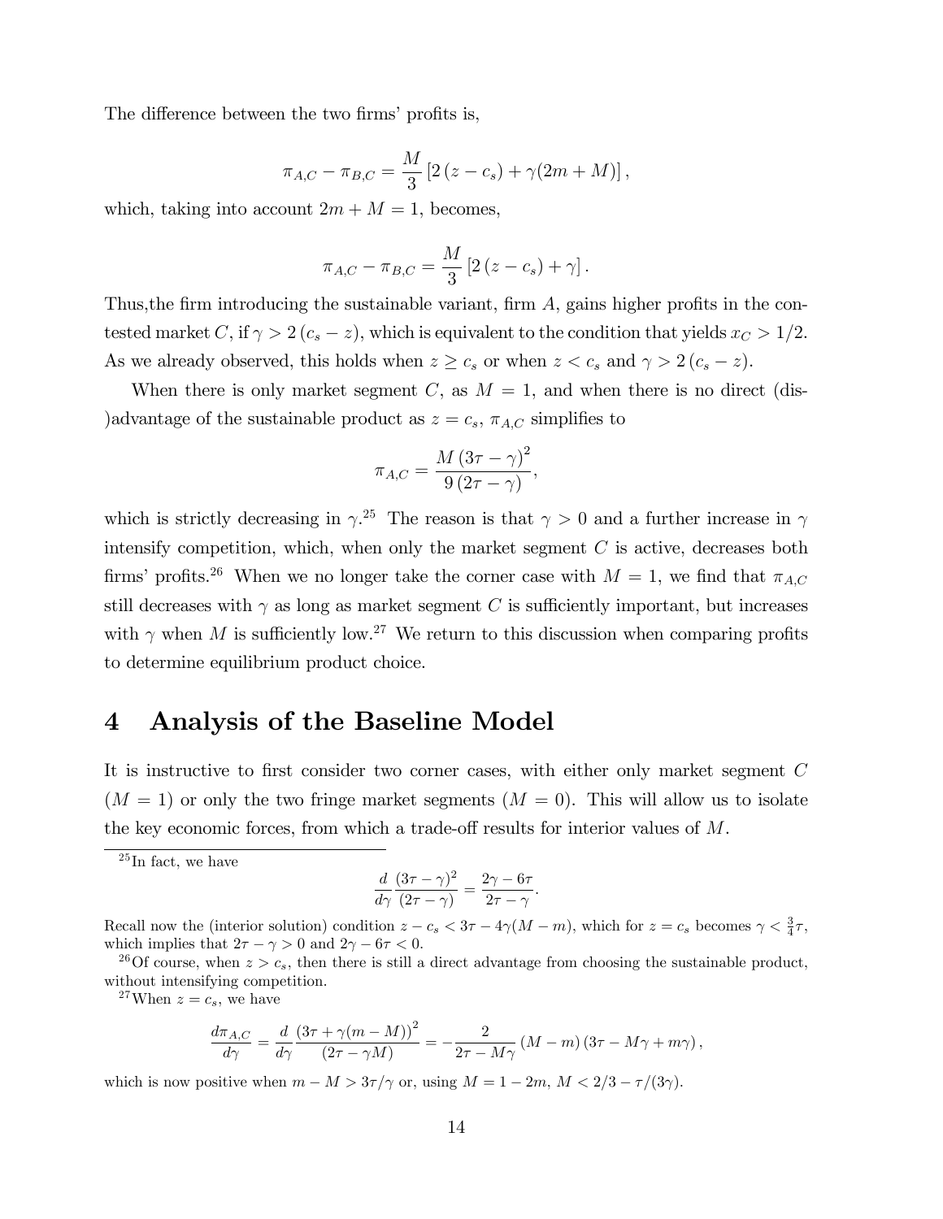The difference between the two firms' profits is,

$$\pi_{A,C} - \pi_{B,C} = \frac{M}{3}\left[2\left(z - c_s\right) + \gamma(2m + M)\right],$$

which, taking into account $2m + M = 1$, becomes,

$$\pi_{A,C} - \pi_{B,C} = \frac{M}{3}\left[2\left(z - c_s\right) + \gamma\right].$$

Thus,the firm introducing the sustainable variant, firm $A$, gains higher profits in the contested market $C$, if $\gamma > 2\left(c_s - z\right)$, which is equivalent to the condition that yields $x_C > 1/2$. As we already observed, this holds when $z \geq c_s$ or when $z < c_s$ and $\gamma > 2\left(c_s - z\right)$.

When there is only market segment $C$, as $M = 1$, and when there is no direct (dis-)advantage of the sustainable product as $z = c_s$, $\pi_{A,C}$ simplifies to

$$\pi_{A,C} = \frac{M\left(3\tau - \gamma\right)^2}{9\left(2\tau - \gamma\right)},$$

which is strictly decreasing in $\gamma$.[25] The reason is that $\gamma > 0$ and a further increase in $\gamma$ intensify competition, which, when only the market segment $C$ is active, decreases both firms' profits.[26] When we no longer take the corner case with $M = 1$, we find that $\pi_{A,C}$ still decreases with $\gamma$ as long as market segment $C$ is sufficiently important, but increases with $\gamma$ when $M$ is sufficiently low.[27] We return to this discussion when comparing profits to determine equilibrium product choice.

# 4 Analysis of the Baseline Model

It is instructive to first consider two corner cases, with either only market segment $C$ ($M = 1$) or only the two fringe market segments ($M = 0$). This will allow us to isolate the key economic forces, from which a trade-off results for interior values of $M$.

---

[25] In fact, we have

$$\frac{d}{d\gamma}\frac{(3\tau - \gamma)^2}{(2\tau - \gamma)} = \frac{2\gamma - 6\tau}{2\tau - \gamma}.$$

Recall now the (interior solution) condition $z - c_s < 3\tau - 4\gamma(M - m)$, which for $z = c_s$ becomes $\gamma < \frac{3}{4}\tau$, which implies that $2\tau - \gamma > 0$ and $2\gamma - 6\tau < 0$.

[26] Of course, when $z > c_s$, then there is still a direct advantage from choosing the sustainable product, without intensifying competition.

[27] When $z = c_s$, we have

$$\frac{d\pi_{A,C}}{d\gamma} = \frac{d}{d\gamma}\frac{\left(3\tau + \gamma(m - M)\right)^2}{(2\tau - \gamma M)} = -\frac{2}{2\tau - M\gamma}\left(M - m\right)\left(3\tau - M\gamma + m\gamma\right),$$

which is now positive when $m - M > 3\tau/\gamma$ or, using $M = 1 - 2m$, $M < 2/3 - \tau/(3\gamma)$.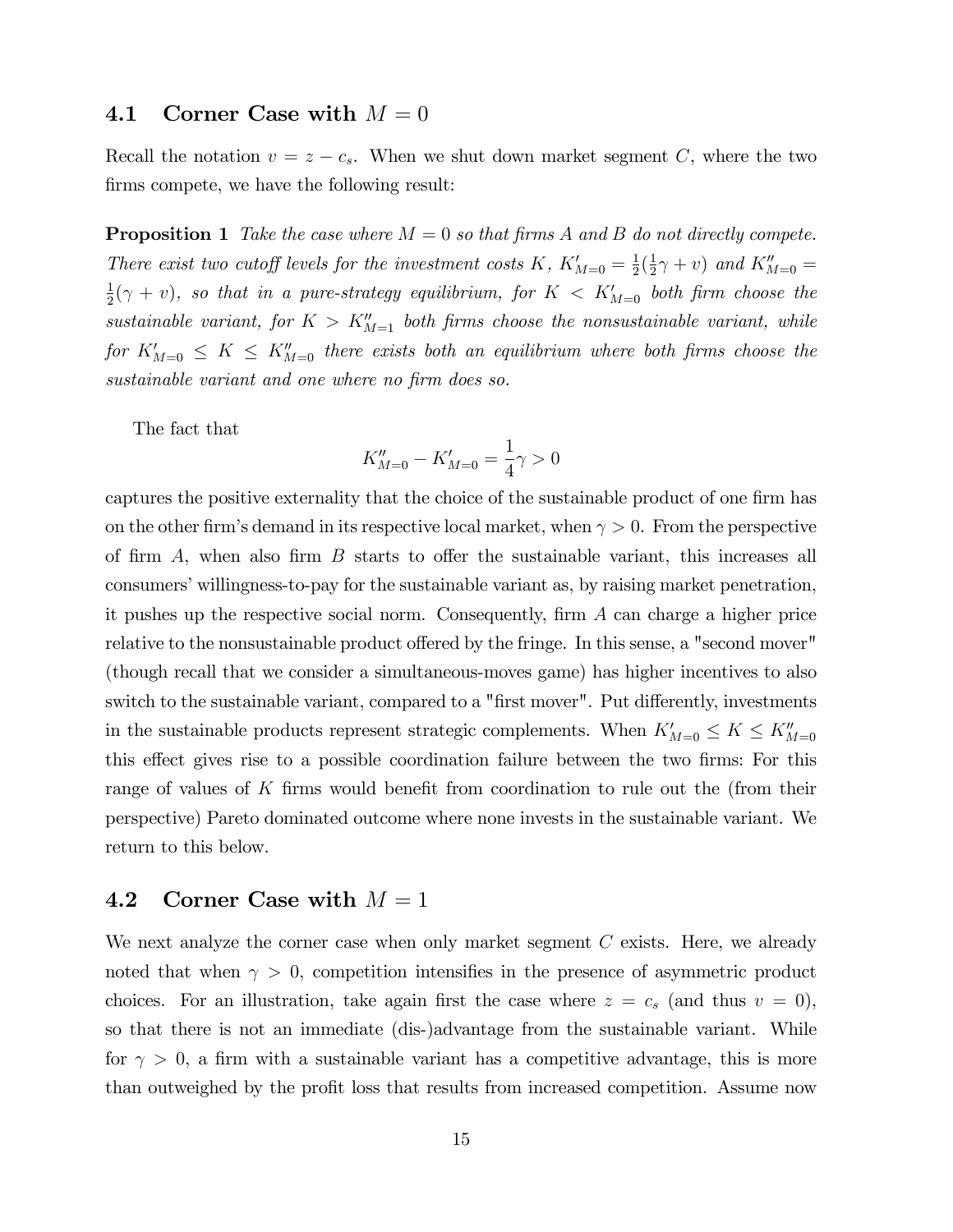### 4.1 Corner Case with $M = 0$

Recall the notation $v = z - c_s$. When we shut down market segment $C$, where the two firms compete, we have the following result:

**Proposition 1** *Take the case where $M = 0$ so that firms A and B do not directly compete. There exist two cutoff levels for the investment costs $K$, $K'_{M=0} = \frac{1}{2}(\frac{1}{2}\gamma + v)$ and $K''_{M=0} = \frac{1}{2}(\gamma + v)$, so that in a pure-strategy equilibrium, for $K < K'_{M=0}$ both firm choose the sustainable variant, for $K > K''_{M=1}$ both firms choose the nonsustainable variant, while for $K'_{M=0} \leq K \leq K''_{M=0}$ there exists both an equilibrium where both firms choose the sustainable variant and one where no firm does so.*

The fact that

$$K''_{M=0} - K'_{M=0} = \frac{1}{4}\gamma > 0$$

captures the positive externality that the choice of the sustainable product of one firm has on the other firm's demand in its respective local market, when $\gamma > 0$. From the perspective of firm $A$, when also firm $B$ starts to offer the sustainable variant, this increases all consumers' willingness-to-pay for the sustainable variant as, by raising market penetration, it pushes up the respective social norm. Consequently, firm $A$ can charge a higher price relative to the nonsustainable product offered by the fringe. In this sense, a "second mover" (though recall that we consider a simultaneous-moves game) has higher incentives to also switch to the sustainable variant, compared to a "first mover". Put differently, investments in the sustainable products represent strategic complements. When $K'_{M=0} \leq K \leq K''_{M=0}$ this effect gives rise to a possible coordination failure between the two firms: For this range of values of $K$ firms would benefit from coordination to rule out the (from their perspective) Pareto dominated outcome where none invests in the sustainable variant. We return to this below.

### 4.2 Corner Case with $M = 1$

We next analyze the corner case when only market segment $C$ exists. Here, we already noted that when $\gamma > 0$, competition intensifies in the presence of asymmetric product choices. For an illustration, take again first the case where $z = c_s$ (and thus $v = 0$), so that there is not an immediate (dis-)advantage from the sustainable variant. While for $\gamma > 0$, a firm with a sustainable variant has a competitive advantage, this is more than outweighed by the profit loss that results from increased competition. Assume now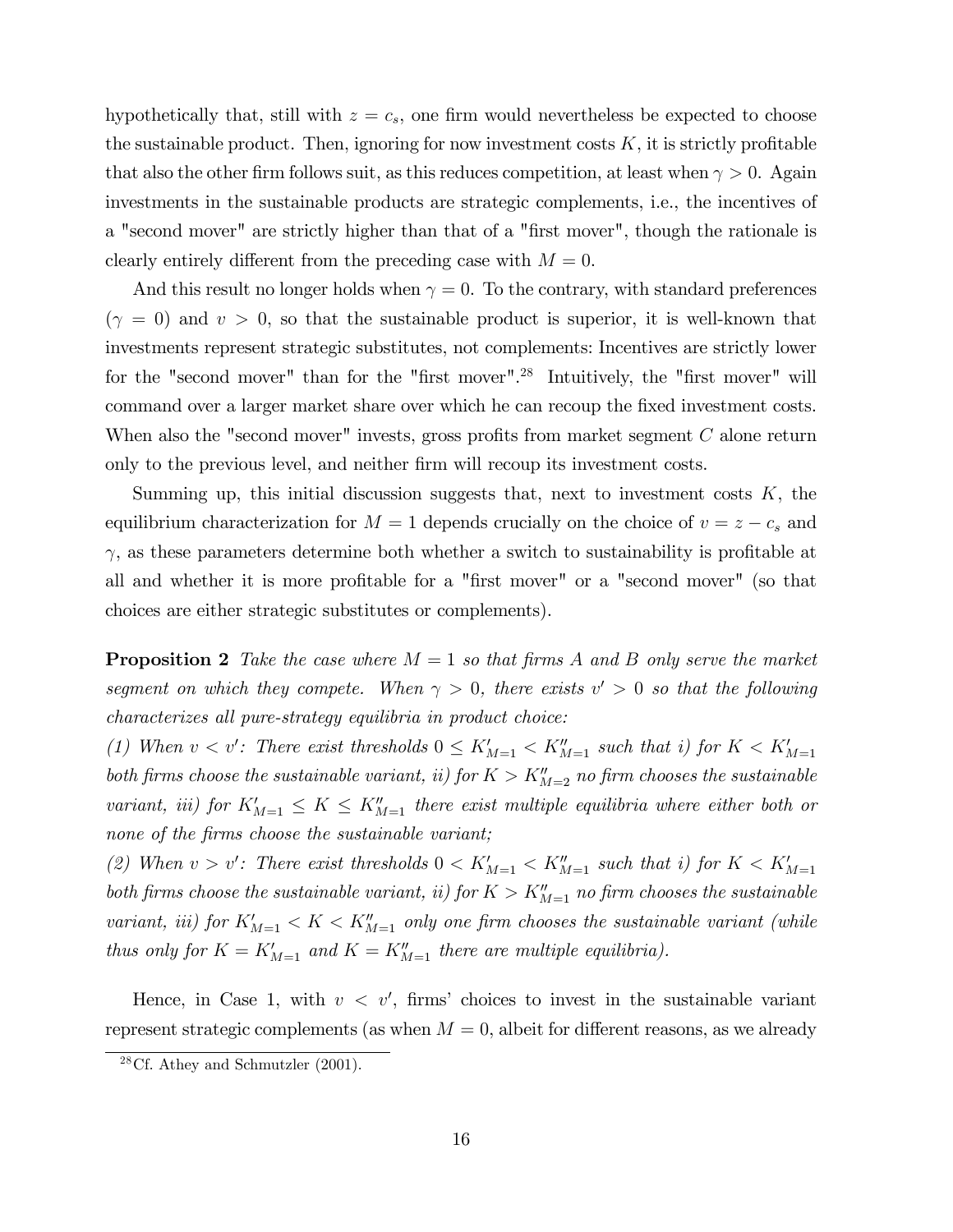hypothetically that, still with $z = c_s$, one firm would nevertheless be expected to choose the sustainable product. Then, ignoring for now investment costs $K$, it is strictly profitable that also the other firm follows suit, as this reduces competition, at least when $\gamma > 0$. Again investments in the sustainable products are strategic complements, i.e., the incentives of a "second mover" are strictly higher than that of a "first mover", though the rationale is clearly entirely different from the preceding case with $M = 0$.

And this result no longer holds when $\gamma = 0$. To the contrary, with standard preferences ($\gamma = 0$) and $v > 0$, so that the sustainable product is superior, it is well-known that investments represent strategic substitutes, not complements: Incentives are strictly lower for the "second mover" than for the "first mover".[28] Intuitively, the "first mover" will command over a larger market share over which he can recoup the fixed investment costs. When also the "second mover" invests, gross profits from market segment $C$ alone return only to the previous level, and neither firm will recoup its investment costs.

Summing up, this initial discussion suggests that, next to investment costs $K$, the equilibrium characterization for $M = 1$ depends crucially on the choice of $v = z - c_s$ and $\gamma$, as these parameters determine both whether a switch to sustainability is profitable at all and whether it is more profitable for a "first mover" or a "second mover" (so that choices are either strategic substitutes or complements).

**Proposition 2** *Take the case where $M = 1$ so that firms A and B only serve the market segment on which they compete. When $\gamma > 0$, there exists $v' > 0$ so that the following characterizes all pure-strategy equilibria in product choice:*
*(1) When $v < v'$: There exist thresholds $0 \leq K'_{M=1} < K''_{M=1}$ such that i) for $K < K'_{M=1}$ both firms choose the sustainable variant, ii) for $K > K''_{M=2}$ no firm chooses the sustainable variant, iii) for $K'_{M=1} \leq K \leq K''_{M=1}$ there exist multiple equilibria where either both or none of the firms choose the sustainable variant;*
*(2) When $v > v'$: There exist thresholds $0 < K'_{M=1} < K''_{M=1}$ such that i) for $K < K'_{M=1}$ both firms choose the sustainable variant, ii) for $K > K''_{M=1}$ no firm chooses the sustainable variant, iii) for $K'_{M=1} < K < K''_{M=1}$ only one firm chooses the sustainable variant (while thus only for $K = K'_{M=1}$ and $K = K''_{M=1}$ there are multiple equilibria).*

Hence, in Case 1, with $v < v'$, firms' choices to invest in the sustainable variant represent strategic complements (as when $M = 0$, albeit for different reasons, as we already

[28] Cf. Athey and Schmutzler (2001).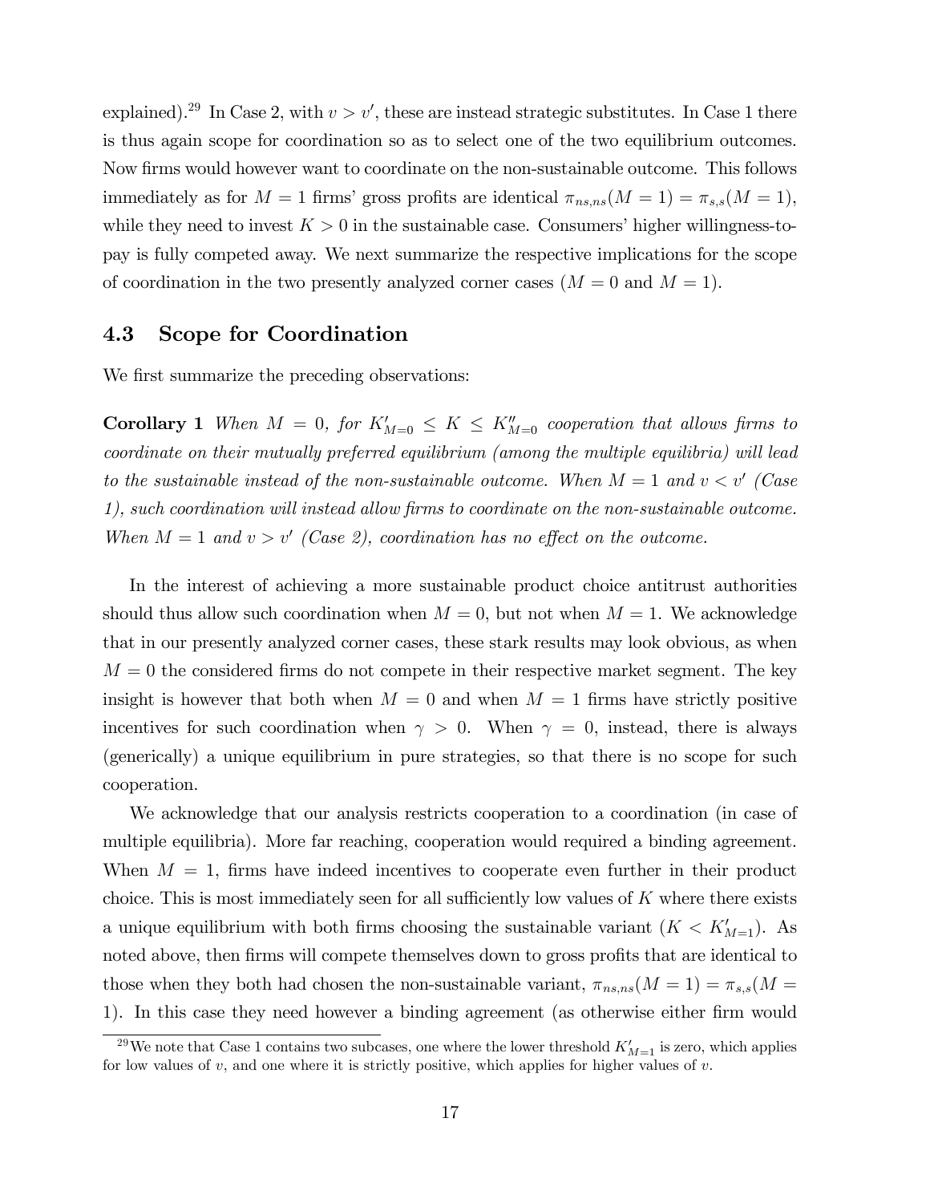explained).[29] In Case 2, with $v > v'$, these are instead strategic substitutes. In Case 1 there is thus again scope for coordination so as to select one of the two equilibrium outcomes. Now firms would however want to coordinate on the non-sustainable outcome. This follows immediately as for $M = 1$ firms' gross profits are identical $\pi_{ns,ns}(M = 1) = \pi_{s,s}(M = 1)$, while they need to invest $K > 0$ in the sustainable case. Consumers' higher willingness-to-pay is fully competed away. We next summarize the respective implications for the scope of coordination in the two presently analyzed corner cases ($M = 0$ and $M = 1$).

## 4.3 Scope for Coordination

We first summarize the preceding observations:

**Corollary 1** *When $M = 0$, for $K'_{M=0} \leq K \leq K''_{M=0}$ cooperation that allows firms to coordinate on their mutually preferred equilibrium (among the multiple equilibria) will lead to the sustainable instead of the non-sustainable outcome. When $M = 1$ and $v < v'$ (Case 1), such coordination will instead allow firms to coordinate on the non-sustainable outcome. When $M = 1$ and $v > v'$ (Case 2), coordination has no effect on the outcome.*

In the interest of achieving a more sustainable product choice antitrust authorities should thus allow such coordination when $M = 0$, but not when $M = 1$. We acknowledge that in our presently analyzed corner cases, these stark results may look obvious, as when $M = 0$ the considered firms do not compete in their respective market segment. The key insight is however that both when $M = 0$ and when $M = 1$ firms have strictly positive incentives for such coordination when $\gamma > 0$. When $\gamma = 0$, instead, there is always (generically) a unique equilibrium in pure strategies, so that there is no scope for such cooperation.

We acknowledge that our analysis restricts cooperation to a coordination (in case of multiple equilibria). More far reaching, cooperation would required a binding agreement. When $M = 1$, firms have indeed incentives to cooperate even further in their product choice. This is most immediately seen for all sufficiently low values of $K$ where there exists a unique equilibrium with both firms choosing the sustainable variant ($K < K'_{M=1}$). As noted above, then firms will compete themselves down to gross profits that are identical to those when they both had chosen the non-sustainable variant, $\pi_{ns,ns}(M = 1) = \pi_{s,s}(M = 1)$. In this case they need however a binding agreement (as otherwise either firm would

[29] We note that Case 1 contains two subcases, one where the lower threshold $K'_{M=1}$ is zero, which applies for low values of $v$, and one where it is strictly positive, which applies for higher values of $v$.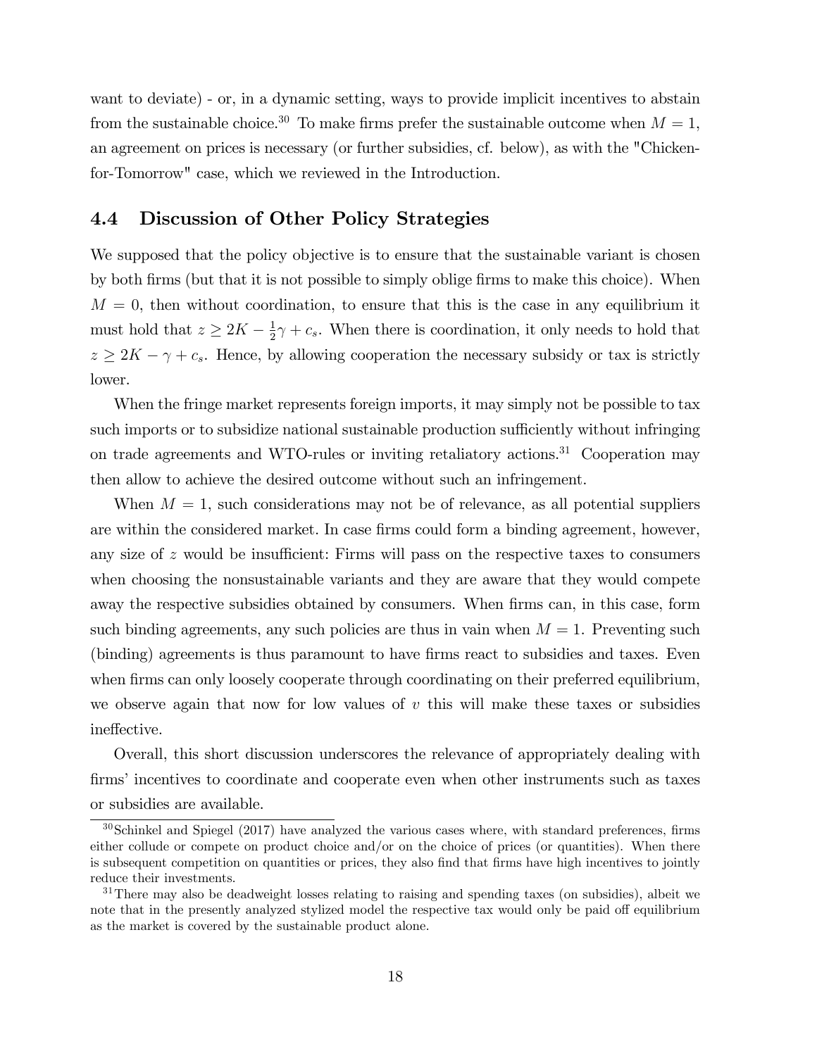want to deviate) - or, in a dynamic setting, ways to provide implicit incentives to abstain from the sustainable choice.[30] To make firms prefer the sustainable outcome when $M = 1$, an agreement on prices is necessary (or further subsidies, cf. below), as with the "Chicken-for-Tomorrow" case, which we reviewed in the Introduction.

## 4.4 Discussion of Other Policy Strategies

We supposed that the policy objective is to ensure that the sustainable variant is chosen by both firms (but that it is not possible to simply oblige firms to make this choice). When $M = 0$, then without coordination, to ensure that this is the case in any equilibrium it must hold that $z \geq 2K - \frac{1}{2}\gamma + c_s$. When there is coordination, it only needs to hold that $z \geq 2K - \gamma + c_s$. Hence, by allowing cooperation the necessary subsidy or tax is strictly lower.

When the fringe market represents foreign imports, it may simply not be possible to tax such imports or to subsidize national sustainable production sufficiently without infringing on trade agreements and WTO-rules or inviting retaliatory actions.[31] Cooperation may then allow to achieve the desired outcome without such an infringement.

When $M = 1$, such considerations may not be of relevance, as all potential suppliers are within the considered market. In case firms could form a binding agreement, however, any size of $z$ would be insufficient: Firms will pass on the respective taxes to consumers when choosing the nonsustainable variants and they are aware that they would compete away the respective subsidies obtained by consumers. When firms can, in this case, form such binding agreements, any such policies are thus in vain when $M = 1$. Preventing such (binding) agreements is thus paramount to have firms react to subsidies and taxes. Even when firms can only loosely cooperate through coordinating on their preferred equilibrium, we observe again that now for low values of $v$ this will make these taxes or subsidies ineffective.

Overall, this short discussion underscores the relevance of appropriately dealing with firms' incentives to coordinate and cooperate even when other instruments such as taxes or subsidies are available.

---

[30] Schinkel and Spiegel (2017) have analyzed the various cases where, with standard preferences, firms either collude or compete on product choice and/or on the choice of prices (or quantities). When there is subsequent competition on quantities or prices, they also find that firms have high incentives to jointly reduce their investments.

[31] There may also be deadweight losses relating to raising and spending taxes (on subsidies), albeit we note that in the presently analyzed stylized model the respective tax would only be paid off equilibrium as the market is covered by the sustainable product alone.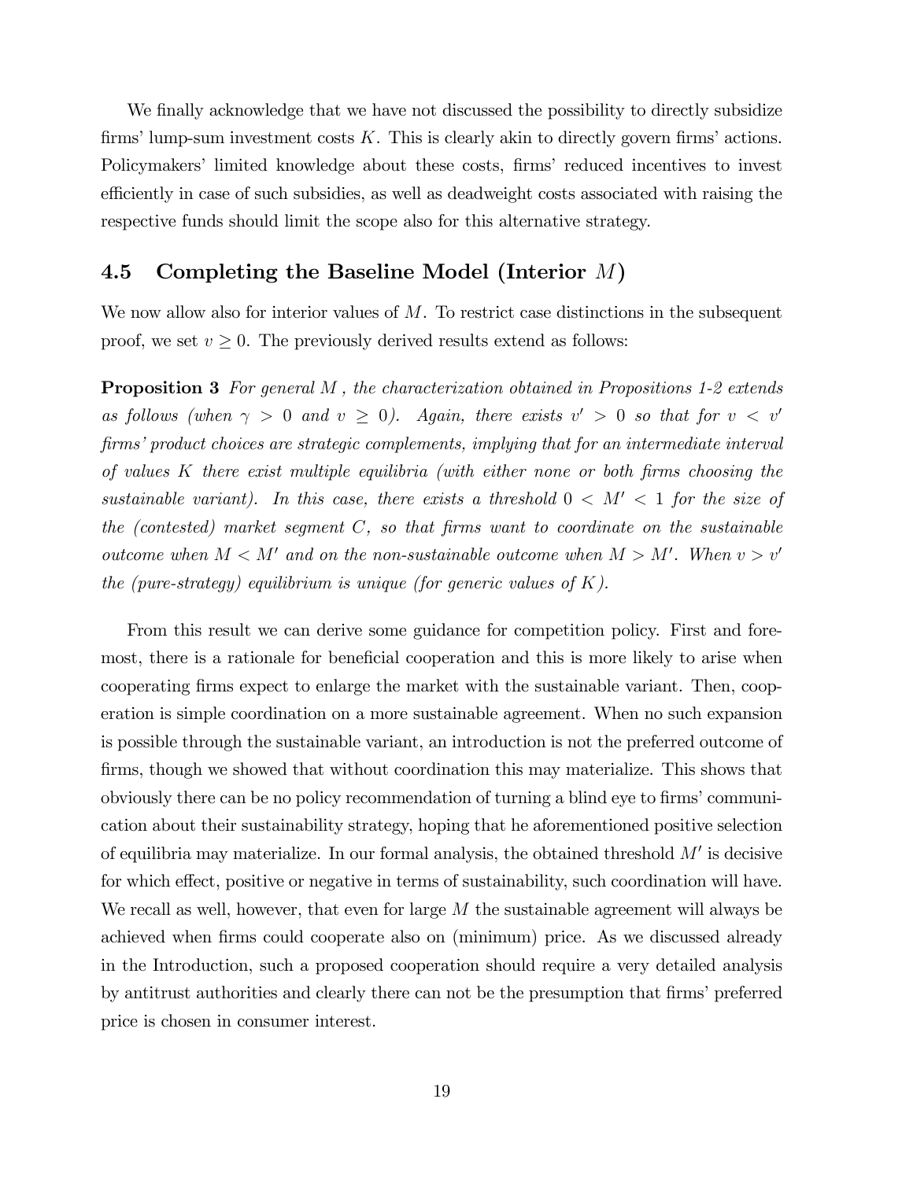We finally acknowledge that we have not discussed the possibility to directly subsidize firms' lump-sum investment costs $K$. This is clearly akin to directly govern firms' actions. Policymakers' limited knowledge about these costs, firms' reduced incentives to invest efficiently in case of such subsidies, as well as deadweight costs associated with raising the respective funds should limit the scope also for this alternative strategy.

## 4.5 Completing the Baseline Model (Interior $M$)

We now allow also for interior values of $M$. To restrict case distinctions in the subsequent proof, we set $v \geq 0$. The previously derived results extend as follows:

**Proposition 3** *For general $M$ , the characterization obtained in Propositions 1-2 extends as follows (when $\gamma > 0$ and $v \geq 0$). Again, there exists $v' > 0$ so that for $v < v'$ firms' product choices are strategic complements, implying that for an intermediate interval of values $K$ there exist multiple equilibria (with either none or both firms choosing the sustainable variant). In this case, there exists a threshold $0 < M' < 1$ for the size of the (contested) market segment $C$, so that firms want to coordinate on the sustainable outcome when $M < M'$ and on the non-sustainable outcome when $M > M'$. When $v > v'$ the (pure-strategy) equilibrium is unique (for generic values of $K$).*

From this result we can derive some guidance for competition policy. First and foremost, there is a rationale for beneficial cooperation and this is more likely to arise when cooperating firms expect to enlarge the market with the sustainable variant. Then, cooperation is simple coordination on a more sustainable agreement. When no such expansion is possible through the sustainable variant, an introduction is not the preferred outcome of firms, though we showed that without coordination this may materialize. This shows that obviously there can be no policy recommendation of turning a blind eye to firms' communication about their sustainability strategy, hoping that he aforementioned positive selection of equilibria may materialize. In our formal analysis, the obtained threshold $M'$ is decisive for which effect, positive or negative in terms of sustainability, such coordination will have. We recall as well, however, that even for large $M$ the sustainable agreement will always be achieved when firms could cooperate also on (minimum) price. As we discussed already in the Introduction, such a proposed cooperation should require a very detailed analysis by antitrust authorities and clearly there can not be the presumption that firms' preferred price is chosen in consumer interest.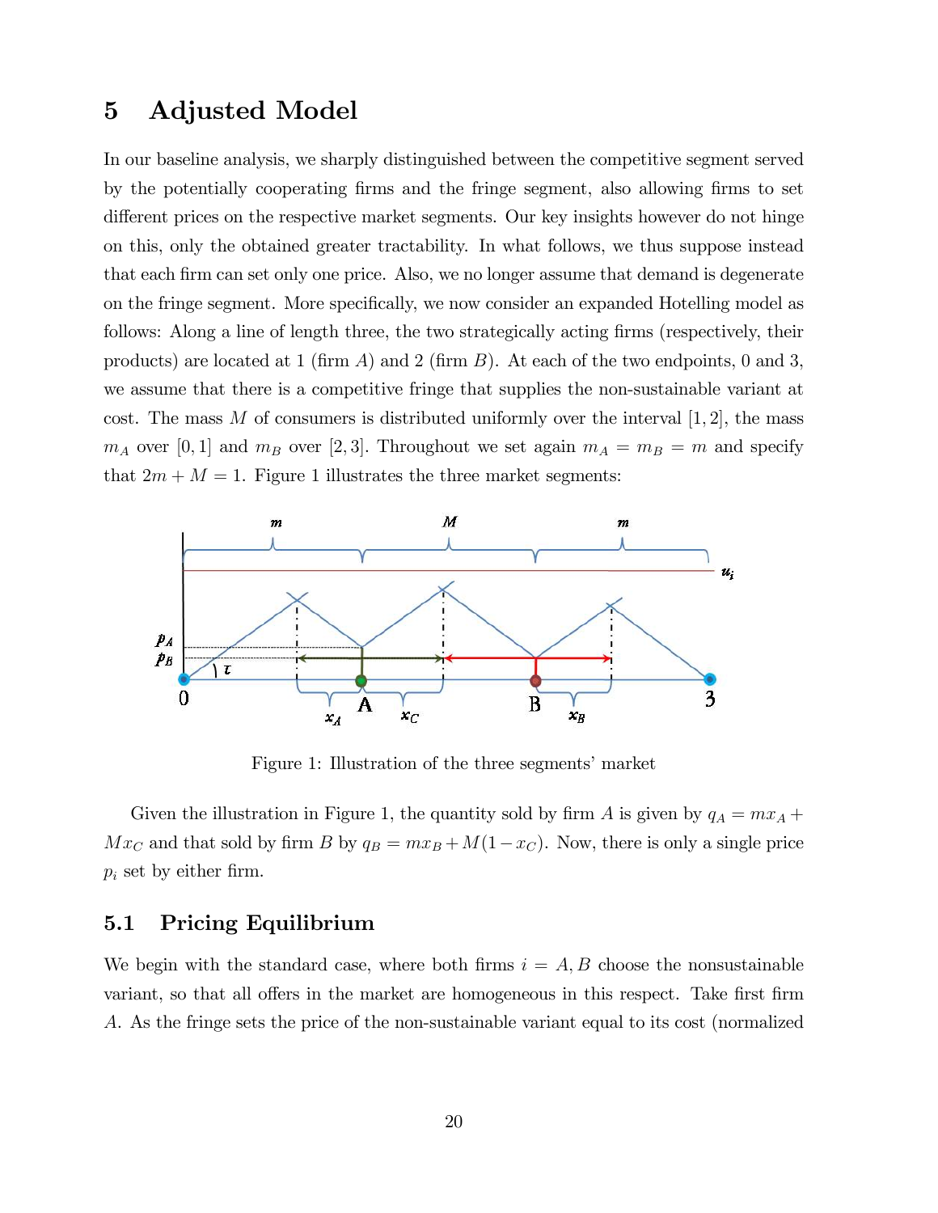# 5 Adjusted Model

In our baseline analysis, we sharply distinguished between the competitive segment served by the potentially cooperating firms and the fringe segment, also allowing firms to set different prices on the respective market segments. Our key insights however do not hinge on this, only the obtained greater tractability. In what follows, we thus suppose instead that each firm can set only one price. Also, we no longer assume that demand is degenerate on the fringe segment. More specifically, we now consider an expanded Hotelling model as follows: Along a line of length three, the two strategically acting firms (respectively, their products) are located at 1 (firm $A$) and 2 (firm $B$). At each of the two endpoints, 0 and 3, we assume that there is a competitive fringe that supplies the non-sustainable variant at cost. The mass $M$ of consumers is distributed uniformly over the interval $[1, 2]$, the mass $m_A$ over $[0, 1]$ and $m_B$ over $[2, 3]$. Throughout we set again $m_A = m_B = m$ and specify that $2m + M = 1$. Figure 1 illustrates the three market segments:

Figure 1: Illustration of the three segments' market

Given the illustration in Figure 1, the quantity sold by firm $A$ is given by $q_A = mx_A + Mx_C$ and that sold by firm $B$ by $q_B = mx_B + M(1 - x_C)$. Now, there is only a single price $p_i$ set by either firm.

## 5.1 Pricing Equilibrium

We begin with the standard case, where both firms $i = A, B$ choose the nonsustainable variant, so that all offers in the market are homogeneous in this respect. Take first firm $A$. As the fringe sets the price of the non-sustainable variant equal to its cost (normalized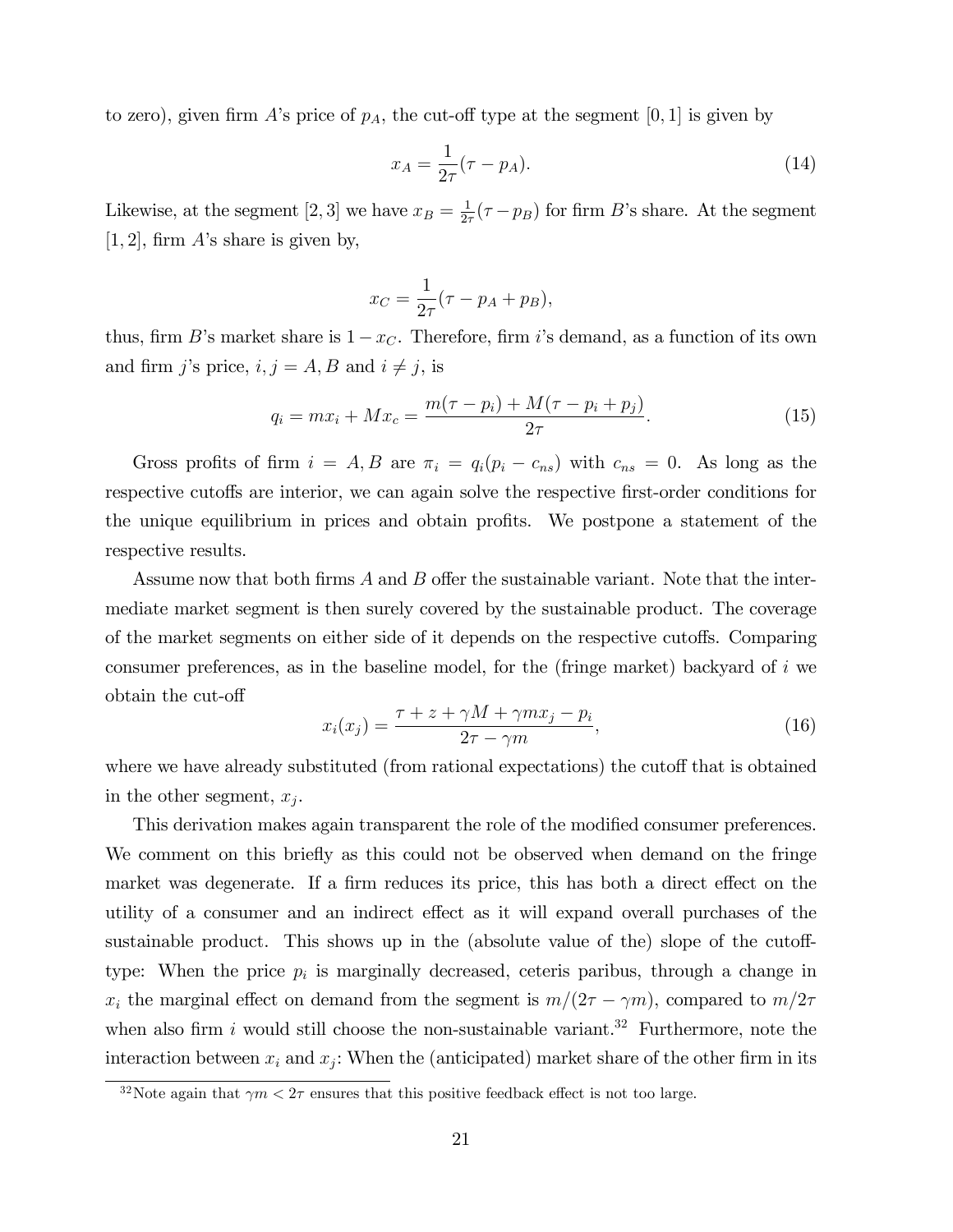to zero), given firm $A$'s price of $p_A$, the cut-off type at the segment $[0, 1]$ is given by

$$x_A = \frac{1}{2\tau}(\tau - p_A). \tag{14}$$

Likewise, at the segment $[2, 3]$ we have $x_B = \frac{1}{2\tau}(\tau - p_B)$ for firm $B$'s share. At the segment $[1, 2]$, firm $A$'s share is given by,

$$x_C = \frac{1}{2\tau}(\tau - p_A + p_B),$$

thus, firm $B$'s market share is $1 - x_C$. Therefore, firm $i$'s demand, as a function of its own and firm $j$'s price, $i, j = A, B$ and $i \neq j$, is

$$q_i = mx_i + Mx_c = \frac{m(\tau - p_i) + M(\tau - p_i + p_j)}{2\tau}. \tag{15}$$

Gross profits of firm $i = A, B$ are $\pi_i = q_i(p_i - c_{ns})$ with $c_{ns} = 0$. As long as the respective cutoffs are interior, we can again solve the respective first-order conditions for the unique equilibrium in prices and obtain profits. We postpone a statement of the respective results.

Assume now that both firms $A$ and $B$ offer the sustainable variant. Note that the intermediate market segment is then surely covered by the sustainable product. The coverage of the market segments on either side of it depends on the respective cutoffs. Comparing consumer preferences, as in the baseline model, for the (fringe market) backyard of $i$ we obtain the cut-off

$$x_i(x_j) = \frac{\tau + z + \gamma M + \gamma m x_j - p_i}{2\tau - \gamma m}, \tag{16}$$

where we have already substituted (from rational expectations) the cutoff that is obtained in the other segment, $x_j$.

This derivation makes again transparent the role of the modified consumer preferences. We comment on this briefly as this could not be observed when demand on the fringe market was degenerate. If a firm reduces its price, this has both a direct effect on the utility of a consumer and an indirect effect as it will expand overall purchases of the sustainable product. This shows up in the (absolute value of the) slope of the cutoff-type: When the price $p_i$ is marginally decreased, ceteris paribus, through a change in $x_i$ the marginal effect on demand from the segment is $m/(2\tau - \gamma m)$, compared to $m/2\tau$ when also firm $i$ would still choose the non-sustainable variant.[32] Furthermore, note the interaction between $x_i$ and $x_j$: When the (anticipated) market share of the other firm in its

[32] Note again that $\gamma m < 2\tau$ ensures that this positive feedback effect is not too large.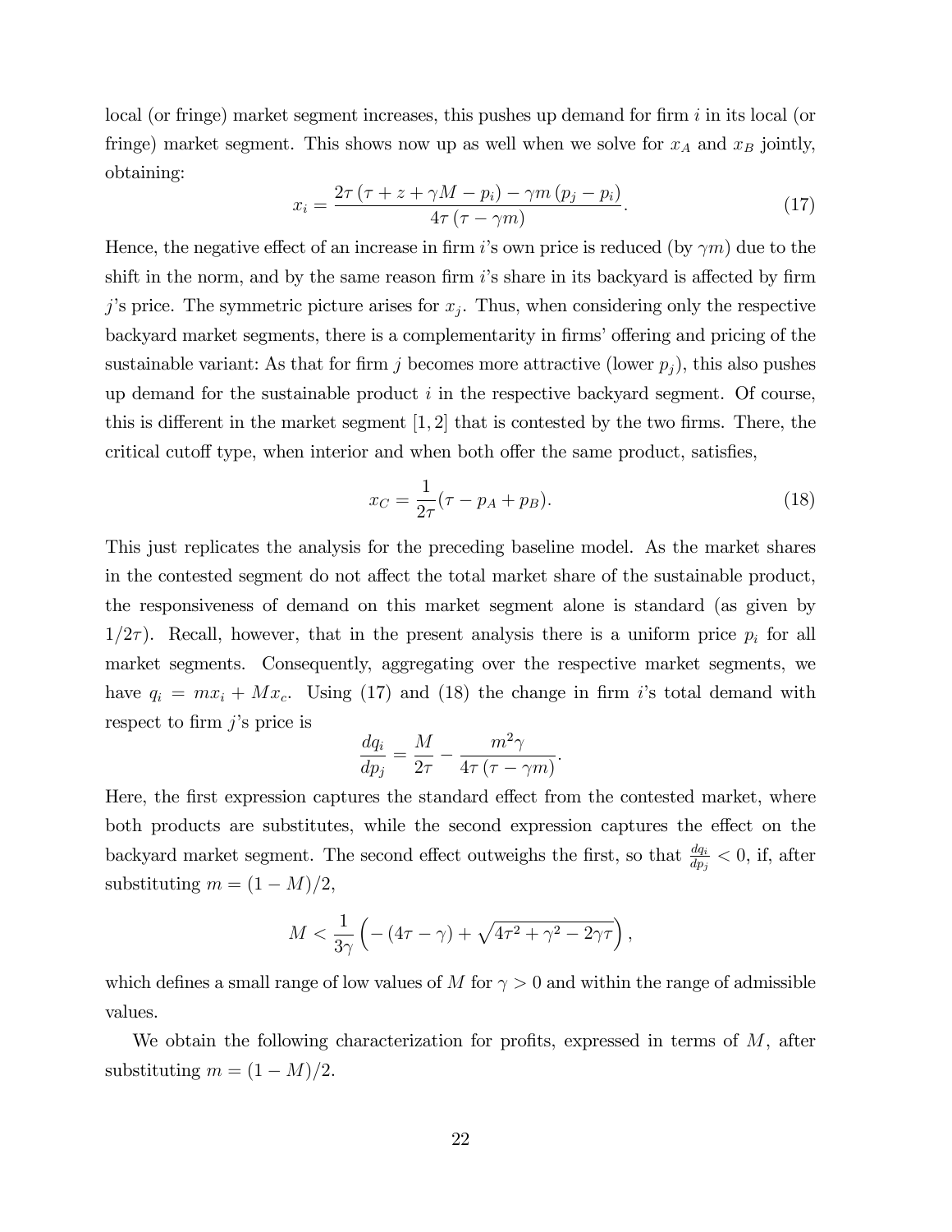local (or fringe) market segment increases, this pushes up demand for firm $i$ in its local (or fringe) market segment. This shows now up as well when we solve for $x_A$ and $x_B$ jointly, obtaining:

$$x_i = \frac{2\tau (\tau + z + \gamma M - p_i) - \gamma m (p_j - p_i)}{4\tau (\tau - \gamma m)}. \tag{17}$$

Hence, the negative effect of an increase in firm $i$'s own price is reduced (by $\gamma m$) due to the shift in the norm, and by the same reason firm $i$'s share in its backyard is affected by firm $j$'s price. The symmetric picture arises for $x_j$. Thus, when considering only the respective backyard market segments, there is a complementarity in firms' offering and pricing of the sustainable variant: As that for firm $j$ becomes more attractive (lower $p_j$), this also pushes up demand for the sustainable product $i$ in the respective backyard segment. Of course, this is different in the market segment $[1, 2]$ that is contested by the two firms. There, the critical cutoff type, when interior and when both offer the same product, satisfies,

$$x_C = \frac{1}{2\tau}(\tau - p_A + p_B). \tag{18}$$

This just replicates the analysis for the preceding baseline model. As the market shares in the contested segment do not affect the total market share of the sustainable product, the responsiveness of demand on this market segment alone is standard (as given by $1/2\tau$). Recall, however, that in the present analysis there is a uniform price $p_i$ for all market segments. Consequently, aggregating over the respective market segments, we have $q_i = mx_i + Mx_c$. Using (17) and (18) the change in firm $i$'s total demand with respect to firm $j$'s price is

$$\frac{dq_i}{dp_j} = \frac{M}{2\tau} - \frac{m^2 \gamma}{4\tau (\tau - \gamma m)}.$$

Here, the first expression captures the standard effect from the contested market, where both products are substitutes, while the second expression captures the effect on the backyard market segment. The second effect outweighs the first, so that $\frac{dq_i}{dp_j} < 0$, if, after substituting $m = (1 - M)/2$,

$$M < \frac{1}{3\gamma}\left(-(4\tau - \gamma) + \sqrt{4\tau^2 + \gamma^2 - 2\gamma\tau}\right),$$

which defines a small range of low values of $M$ for $\gamma > 0$ and within the range of admissible values.

We obtain the following characterization for profits, expressed in terms of $M$, after substituting $m = (1 - M)/2$.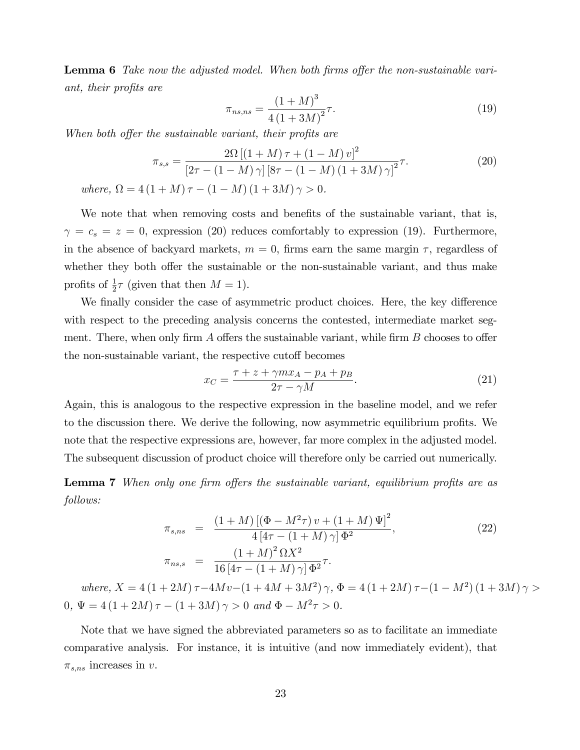**Lemma 6** *Take now the adjusted model. When both firms offer the non-sustainable variant, their profits are*

$$\pi_{ns,ns} = \frac{(1+M)^3}{4(1+3M)^2}\tau. \tag{19}$$

*When both offer the sustainable variant, their profits are*

$$\pi_{s,s} = \frac{2\Omega\left[(1+M)\tau + (1-M)v\right]^2}{\left[2\tau - (1-M)\gamma\right]\left[8\tau - (1-M)(1+3M)\gamma\right]^2}\tau. \tag{20}$$

*where,* $\Omega = 4(1+M)\tau - (1-M)(1+3M)\gamma > 0$.

We note that when removing costs and benefits of the sustainable variant, that is, $\gamma = c_s = z = 0$, expression (20) reduces comfortably to expression (19). Furthermore, in the absence of backyard markets, $m = 0$, firms earn the same margin $\tau$, regardless of whether they both offer the sustainable or the non-sustainable variant, and thus make profits of $\frac{1}{2}\tau$ (given that then $M = 1$).

We finally consider the case of asymmetric product choices. Here, the key difference with respect to the preceding analysis concerns the contested, intermediate market segment. There, when only firm $A$ offers the sustainable variant, while firm $B$ chooses to offer the non-sustainable variant, the respective cutoff becomes

$$x_C = \frac{\tau + z + \gamma m x_A - p_A + p_B}{2\tau - \gamma M}. \tag{21}$$

Again, this is analogous to the respective expression in the baseline model, and we refer to the discussion there. We derive the following, now asymmetric equilibrium profits. We note that the respective expressions are, however, far more complex in the adjusted model. The subsequent discussion of product choice will therefore only be carried out numerically.

**Lemma 7** *When only one firm offers the sustainable variant, equilibrium profits are as follows:*

$$\begin{aligned}
\pi_{s,ns} &= \frac{(1+M)\left[(\Phi - M^2\tau)v + (1+M)\Psi\right]^2}{4\left[4\tau - (1+M)\gamma\right]\Phi^2}, \\
\pi_{ns,s} &= \frac{(1+M)^2\Omega X^2}{16\left[4\tau - (1+M)\gamma\right]\Phi^2}\tau.
\end{aligned} \tag{22}$$

*where,* $X = 4(1+2M)\tau - 4Mv - (1+4M+3M^2)\gamma$, $\Phi = 4(1+2M)\tau - (1-M^2)(1+3M)\gamma > 0$, $\Psi = 4(1+2M)\tau - (1+3M)\gamma > 0$ *and* $\Phi - M^2\tau > 0$.

Note that we have signed the abbreviated parameters so as to facilitate an immediate comparative analysis. For instance, it is intuitive (and now immediately evident), that $\pi_{s,ns}$ increases in $v$.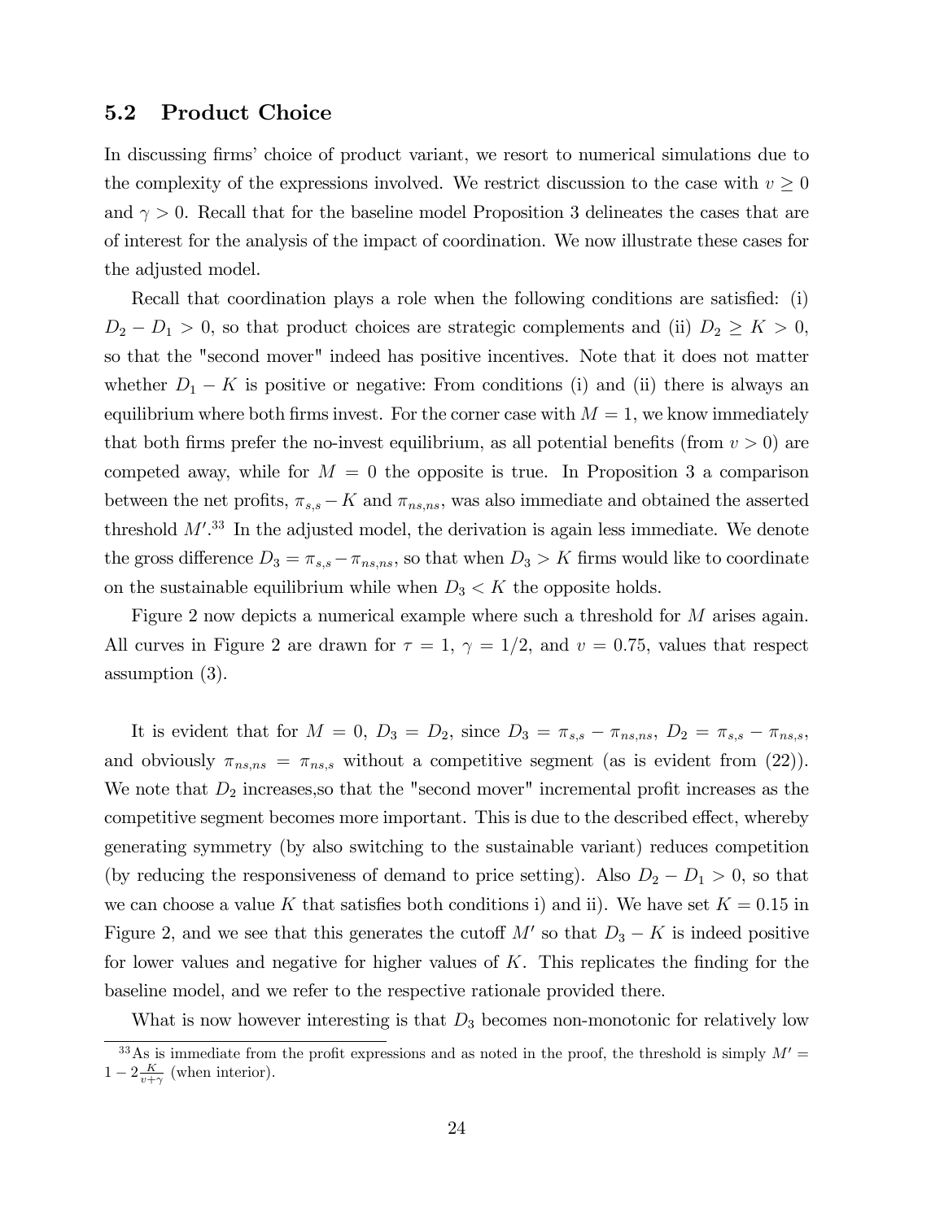## 5.2 Product Choice

In discussing firms' choice of product variant, we resort to numerical simulations due to the complexity of the expressions involved. We restrict discussion to the case with $v \geq 0$ and $\gamma > 0$. Recall that for the baseline model Proposition 3 delineates the cases that are of interest for the analysis of the impact of coordination. We now illustrate these cases for the adjusted model.

Recall that coordination plays a role when the following conditions are satisfied: (i) $D_2 - D_1 > 0$, so that product choices are strategic complements and (ii) $D_2 \geq K > 0$, so that the "second mover" indeed has positive incentives. Note that it does not matter whether $D_1 - K$ is positive or negative: From conditions (i) and (ii) there is always an equilibrium where both firms invest. For the corner case with $M = 1$, we know immediately that both firms prefer the no-invest equilibrium, as all potential benefits (from $v > 0$) are competed away, while for $M = 0$ the opposite is true. In Proposition 3 a comparison between the net profits, $\pi_{s,s} - K$ and $\pi_{ns,ns}$, was also immediate and obtained the asserted threshold $M'$.[33] In the adjusted model, the derivation is again less immediate. We denote the gross difference $D_3 = \pi_{s,s} - \pi_{ns,ns}$, so that when $D_3 > K$ firms would like to coordinate on the sustainable equilibrium while when $D_3 < K$ the opposite holds.

Figure 2 now depicts a numerical example where such a threshold for $M$ arises again. All curves in Figure 2 are drawn for $\tau = 1$, $\gamma = 1/2$, and $v = 0.75$, values that respect assumption (3).

It is evident that for $M = 0$, $D_3 = D_2$, since $D_3 = \pi_{s,s} - \pi_{ns,ns}$, $D_2 = \pi_{s,s} - \pi_{ns,s}$, and obviously $\pi_{ns,ns} = \pi_{ns,s}$ without a competitive segment (as is evident from (22)). We note that $D_2$ increases,so that the "second mover" incremental profit increases as the competitive segment becomes more important. This is due to the described effect, whereby generating symmetry (by also switching to the sustainable variant) reduces competition (by reducing the responsiveness of demand to price setting). Also $D_2 - D_1 > 0$, so that we can choose a value $K$ that satisfies both conditions i) and ii). We have set $K = 0.15$ in Figure 2, and we see that this generates the cutoff $M'$ so that $D_3 - K$ is indeed positive for lower values and negative for higher values of $K$. This replicates the finding for the baseline model, and we refer to the respective rationale provided there.

What is now however interesting is that $D_3$ becomes non-monotonic for relatively low

[33] As is immediate from the profit expressions and as noted in the proof, the threshold is simply $M' = 1 - 2\frac{K}{v+\gamma}$ (when interior).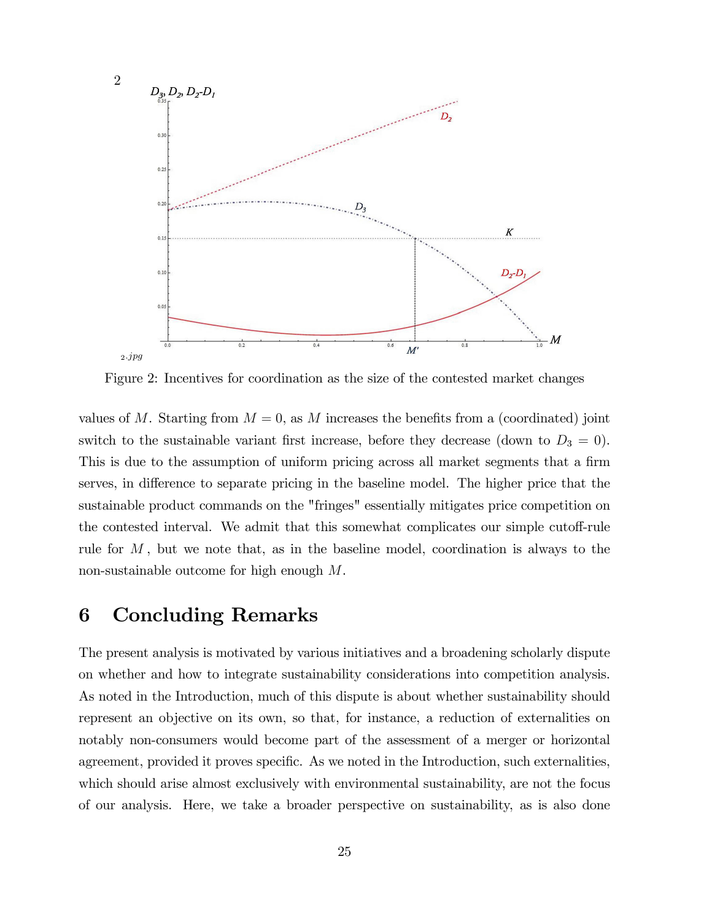Figure 2: Incentives for coordination as the size of the contested market changes

values of $M$. Starting from $M = 0$, as $M$ increases the benefits from a (coordinated) joint switch to the sustainable variant first increase, before they decrease (down to $D_3 = 0$). This is due to the assumption of uniform pricing across all market segments that a firm serves, in difference to separate pricing in the baseline model. The higher price that the sustainable product commands on the "fringes" essentially mitigates price competition on the contested interval. We admit that this somewhat complicates our simple cutoff-rule rule for $M$, but we note that, as in the baseline model, coordination is always to the non-sustainable outcome for high enough $M$.

# 6 Concluding Remarks

The present analysis is motivated by various initiatives and a broadening scholarly dispute on whether and how to integrate sustainability considerations into competition analysis. As noted in the Introduction, much of this dispute is about whether sustainability should represent an objective on its own, so that, for instance, a reduction of externalities on notably non-consumers would become part of the assessment of a merger or horizontal agreement, provided it proves specific. As we noted in the Introduction, such externalities, which should arise almost exclusively with environmental sustainability, are not the focus of our analysis. Here, we take a broader perspective on sustainability, as is also done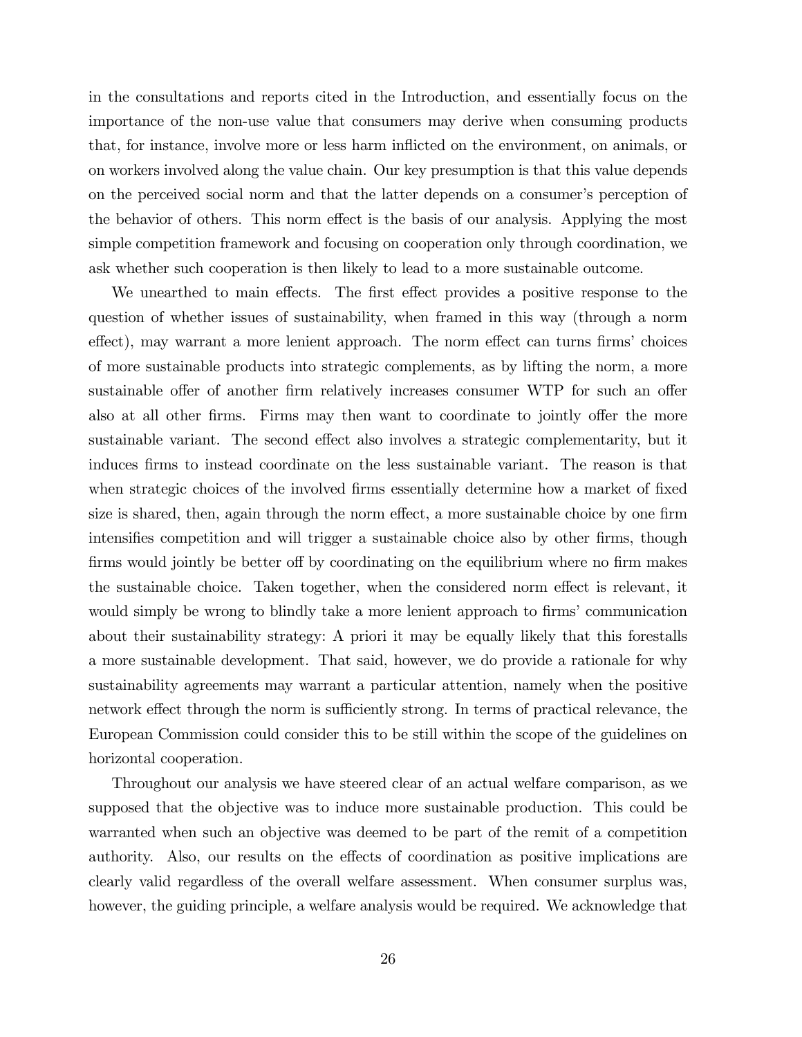in the consultations and reports cited in the Introduction, and essentially focus on the importance of the non-use value that consumers may derive when consuming products that, for instance, involve more or less harm inflicted on the environment, on animals, or on workers involved along the value chain. Our key presumption is that this value depends on the perceived social norm and that the latter depends on a consumer's perception of the behavior of others. This norm effect is the basis of our analysis. Applying the most simple competition framework and focusing on cooperation only through coordination, we ask whether such cooperation is then likely to lead to a more sustainable outcome.

We unearthed to main effects. The first effect provides a positive response to the question of whether issues of sustainability, when framed in this way (through a norm effect), may warrant a more lenient approach. The norm effect can turns firms' choices of more sustainable products into strategic complements, as by lifting the norm, a more sustainable offer of another firm relatively increases consumer WTP for such an offer also at all other firms. Firms may then want to coordinate to jointly offer the more sustainable variant. The second effect also involves a strategic complementarity, but it induces firms to instead coordinate on the less sustainable variant. The reason is that when strategic choices of the involved firms essentially determine how a market of fixed size is shared, then, again through the norm effect, a more sustainable choice by one firm intensifies competition and will trigger a sustainable choice also by other firms, though firms would jointly be better off by coordinating on the equilibrium where no firm makes the sustainable choice. Taken together, when the considered norm effect is relevant, it would simply be wrong to blindly take a more lenient approach to firms' communication about their sustainability strategy: A priori it may be equally likely that this forestalls a more sustainable development. That said, however, we do provide a rationale for why sustainability agreements may warrant a particular attention, namely when the positive network effect through the norm is sufficiently strong. In terms of practical relevance, the European Commission could consider this to be still within the scope of the guidelines on horizontal cooperation.

Throughout our analysis we have steered clear of an actual welfare comparison, as we supposed that the objective was to induce more sustainable production. This could be warranted when such an objective was deemed to be part of the remit of a competition authority. Also, our results on the effects of coordination as positive implications are clearly valid regardless of the overall welfare assessment. When consumer surplus was, however, the guiding principle, a welfare analysis would be required. We acknowledge that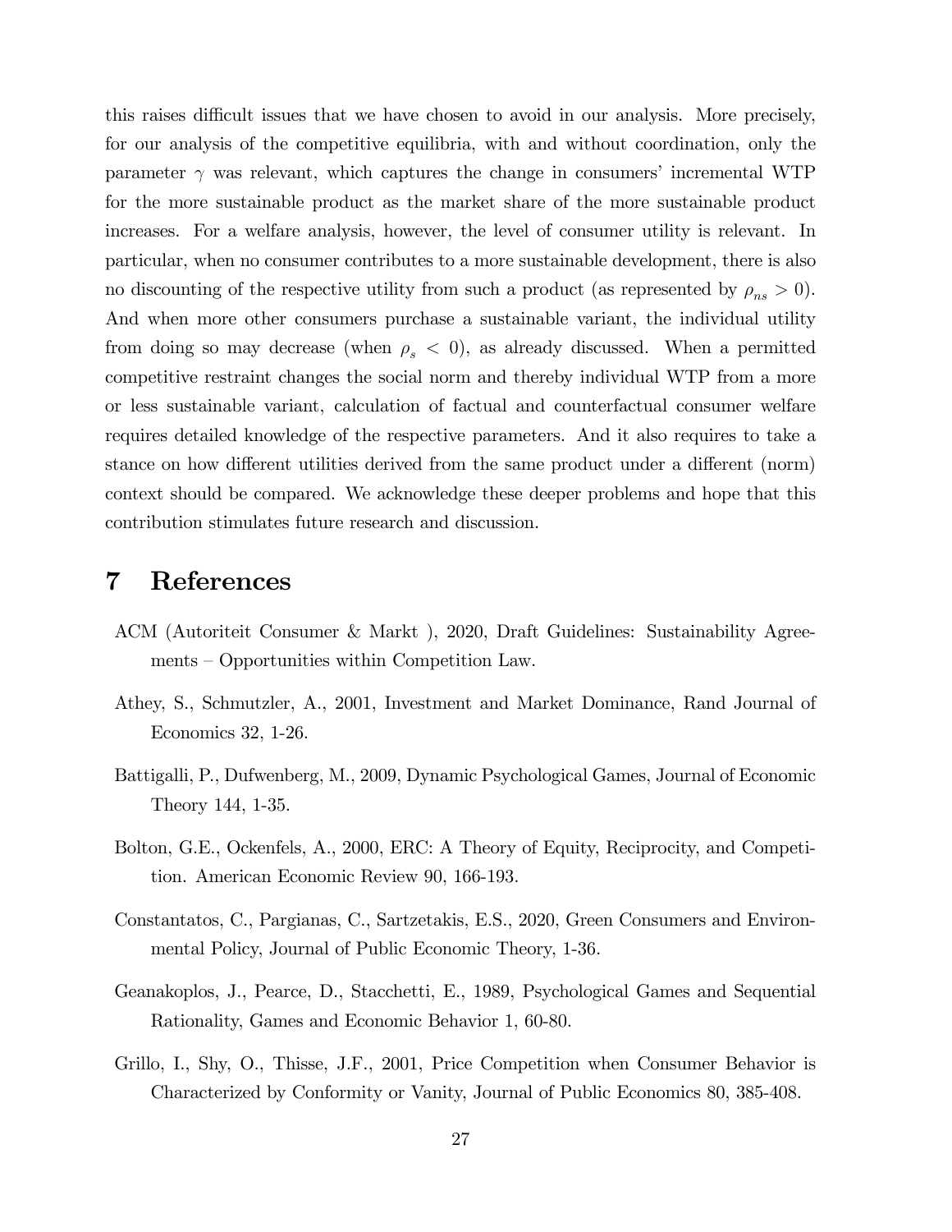this raises difficult issues that we have chosen to avoid in our analysis. More precisely, for our analysis of the competitive equilibria, with and without coordination, only the parameter $\gamma$ was relevant, which captures the change in consumers' incremental WTP for the more sustainable product as the market share of the more sustainable product increases. For a welfare analysis, however, the level of consumer utility is relevant. In particular, when no consumer contributes to a more sustainable development, there is also no discounting of the respective utility from such a product (as represented by $\rho_{ns} > 0$). And when more other consumers purchase a sustainable variant, the individual utility from doing so may decrease (when $\rho_s < 0$), as already discussed. When a permitted competitive restraint changes the social norm and thereby individual WTP from a more or less sustainable variant, calculation of factual and counterfactual consumer welfare requires detailed knowledge of the respective parameters. And it also requires to take a stance on how different utilities derived from the same product under a different (norm) context should be compared. We acknowledge these deeper problems and hope that this contribution stimulates future research and discussion.

# 7 References

ACM (Autoriteit Consumer & Markt ), 2020, Draft Guidelines: Sustainability Agreements – Opportunities within Competition Law.

Athey, S., Schmutzler, A., 2001, Investment and Market Dominance, Rand Journal of Economics 32, 1-26.

Battigalli, P., Dufwenberg, M., 2009, Dynamic Psychological Games, Journal of Economic Theory 144, 1-35.

Bolton, G.E., Ockenfels, A., 2000, ERC: A Theory of Equity, Reciprocity, and Competition. American Economic Review 90, 166-193.

Constantatos, C., Pargianas, C., Sartzetakis, E.S., 2020, Green Consumers and Environmental Policy, Journal of Public Economic Theory, 1-36.

Geanakoplos, J., Pearce, D., Stacchetti, E., 1989, Psychological Games and Sequential Rationality, Games and Economic Behavior 1, 60-80.

Grillo, I., Shy, O., Thisse, J.F., 2001, Price Competition when Consumer Behavior is Characterized by Conformity or Vanity, Journal of Public Economics 80, 385-408.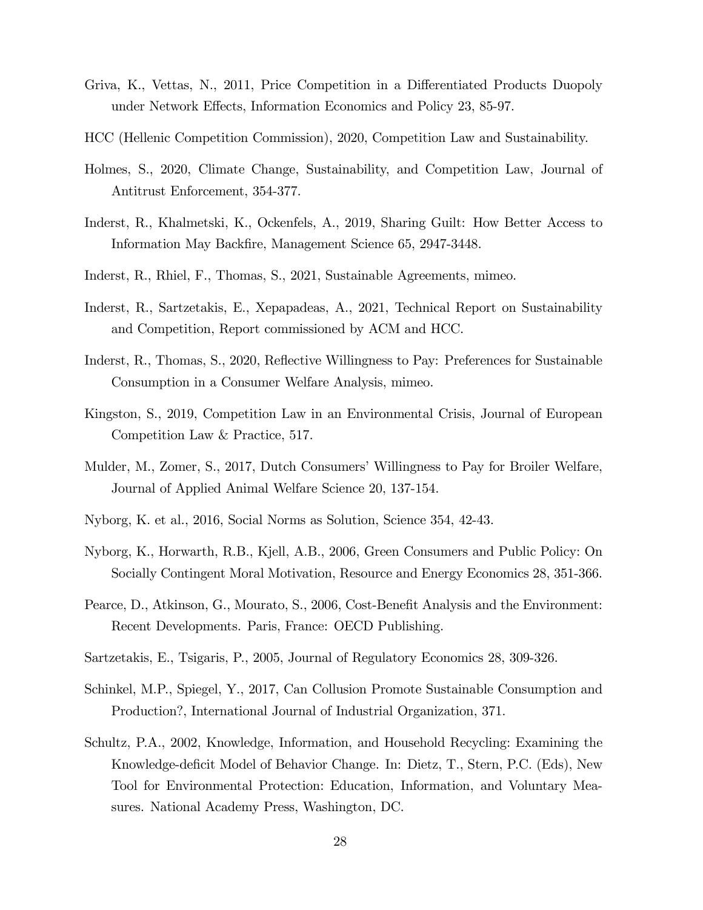Griva, K., Vettas, N., 2011, Price Competition in a Differentiated Products Duopoly under Network Effects, Information Economics and Policy 23, 85-97.

HCC (Hellenic Competition Commission), 2020, Competition Law and Sustainability.

Holmes, S., 2020, Climate Change, Sustainability, and Competition Law, Journal of Antitrust Enforcement, 354-377.

Inderst, R., Khalmetski, K., Ockenfels, A., 2019, Sharing Guilt: How Better Access to Information May Backfire, Management Science 65, 2947-3448.

Inderst, R., Rhiel, F., Thomas, S., 2021, Sustainable Agreements, mimeo.

Inderst, R., Sartzetakis, E., Xepapadeas, A., 2021, Technical Report on Sustainability and Competition, Report commissioned by ACM and HCC.

Inderst, R., Thomas, S., 2020, Reflective Willingness to Pay: Preferences for Sustainable Consumption in a Consumer Welfare Analysis, mimeo.

Kingston, S., 2019, Competition Law in an Environmental Crisis, Journal of European Competition Law & Practice, 517.

Mulder, M., Zomer, S., 2017, Dutch Consumers' Willingness to Pay for Broiler Welfare, Journal of Applied Animal Welfare Science 20, 137-154.

Nyborg, K. et al., 2016, Social Norms as Solution, Science 354, 42-43.

Nyborg, K., Horwarth, R.B., Kjell, A.B., 2006, Green Consumers and Public Policy: On Socially Contingent Moral Motivation, Resource and Energy Economics 28, 351-366.

Pearce, D., Atkinson, G., Mourato, S., 2006, Cost-Benefit Analysis and the Environment: Recent Developments. Paris, France: OECD Publishing.

Sartzetakis, E., Tsigaris, P., 2005, Journal of Regulatory Economics 28, 309-326.

Schinkel, M.P., Spiegel, Y., 2017, Can Collusion Promote Sustainable Consumption and Production?, International Journal of Industrial Organization, 371.

Schultz, P.A., 2002, Knowledge, Information, and Household Recycling: Examining the Knowledge-deficit Model of Behavior Change. In: Dietz, T., Stern, P.C. (Eds), New Tool for Environmental Protection: Education, Information, and Voluntary Measures. National Academy Press, Washington, DC.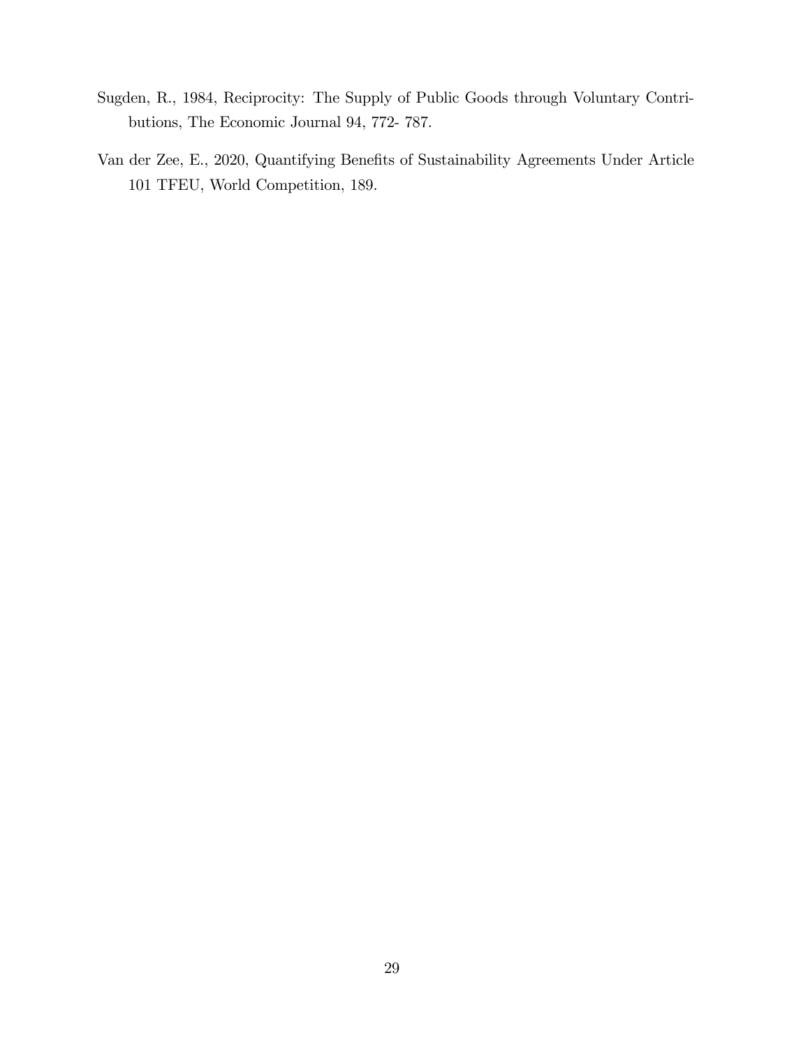Sugden, R., 1984, Reciprocity: The Supply of Public Goods through Voluntary Contributions, The Economic Journal 94, 772- 787.

Van der Zee, E., 2020, Quantifying Benefits of Sustainability Agreements Under Article 101 TFEU, World Competition, 189.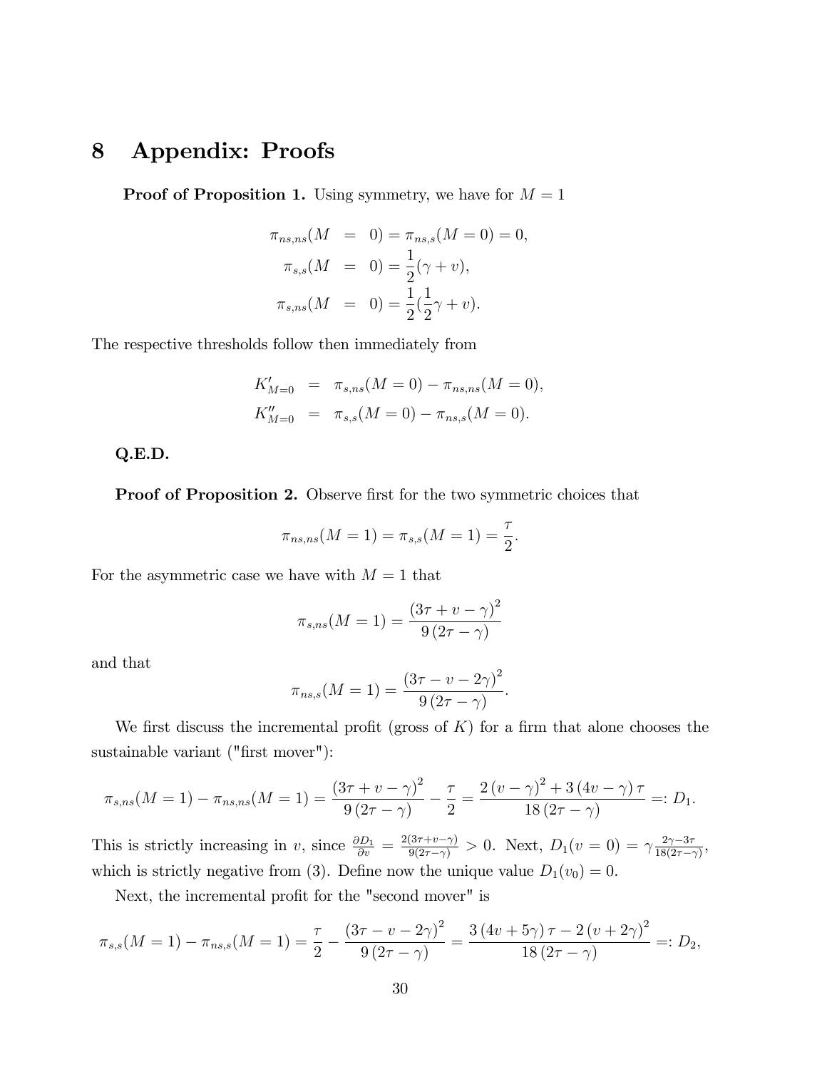# 8 Appendix: Proofs

**Proof of Proposition 1.** Using symmetry, we have for $M = 1$

$$
\begin{aligned}
\pi_{ns,ns}(M &= 0) = \pi_{ns,s}(M = 0) = 0, \\
\pi_{s,s}(M &= 0) = \frac{1}{2}(\gamma + v), \\
\pi_{s,ns}(M &= 0) = \frac{1}{2}(\frac{1}{2}\gamma + v).
\end{aligned}
$$

The respective thresholds follow then immediately from

$$
\begin{aligned}
K'_{M=0} &= \pi_{s,ns}(M = 0) - \pi_{ns,ns}(M = 0), \\
K''_{M=0} &= \pi_{s,s}(M = 0) - \pi_{ns,s}(M = 0).
\end{aligned}
$$

**Q.E.D.**

**Proof of Proposition 2.** Observe first for the two symmetric choices that

$$\pi_{ns,ns}(M = 1) = \pi_{s,s}(M = 1) = \frac{\tau}{2}.$$

For the asymmetric case we have with $M = 1$ that

$$\pi_{s,ns}(M = 1) = \frac{(3\tau + v - \gamma)^2}{9(2\tau - \gamma)}$$

and that

$$\pi_{ns,s}(M = 1) = \frac{(3\tau - v - 2\gamma)^2}{9(2\tau - \gamma)}.$$

We first discuss the incremental profit (gross of $K$) for a firm that alone chooses the sustainable variant ("first mover"):

$$\pi_{s,ns}(M = 1) - \pi_{ns,ns}(M = 1) = \frac{(3\tau + v - \gamma)^2}{9(2\tau - \gamma)} - \frac{\tau}{2} = \frac{2(v - \gamma)^2 + 3(4v - \gamma)\tau}{18(2\tau - \gamma)} =: D_1.$$

This is strictly increasing in $v$, since $\frac{\partial D_1}{\partial v} = \frac{2(3\tau + v - \gamma)}{9(2\tau - \gamma)} > 0$. Next, $D_1(v = 0) = \gamma\frac{2\gamma - 3\tau}{18(2\tau - \gamma)}$, which is strictly negative from (3). Define now the unique value $D_1(v_0) = 0$.

Next, the incremental profit for the "second mover" is

$$\pi_{s,s}(M = 1) - \pi_{ns,s}(M = 1) = \frac{\tau}{2} - \frac{(3\tau - v - 2\gamma)^2}{9(2\tau - \gamma)} = \frac{3(4v + 5\gamma)\tau - 2(v + 2\gamma)^2}{18(2\tau - \gamma)} =: D_2,$$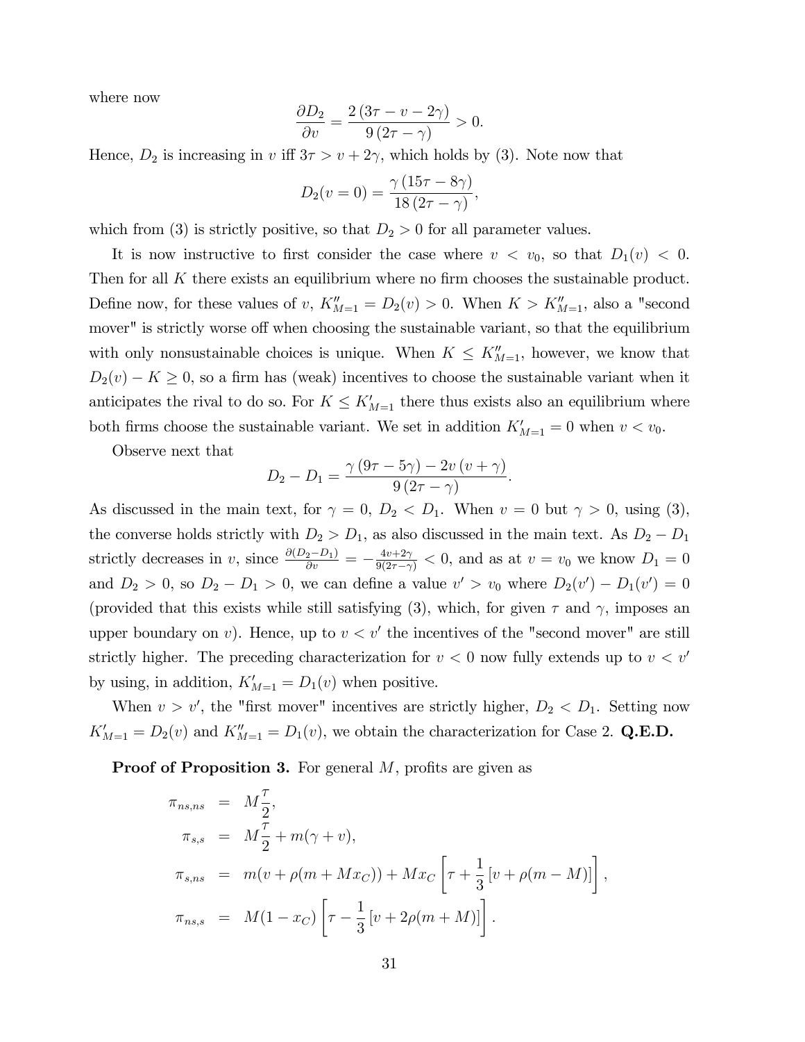where now

$$\frac{\partial D_2}{\partial v} = \frac{2\,(3\tau - v - 2\gamma)}{9\,(2\tau - \gamma)} > 0.$$

Hence, $D_2$ is increasing in $v$ iff $3\tau > v + 2\gamma$, which holds by (3). Note now that

$$D_2(v = 0) = \frac{\gamma\,(15\tau - 8\gamma)}{18\,(2\tau - \gamma)},$$

which from (3) is strictly positive, so that $D_2 > 0$ for all parameter values.

It is now instructive to first consider the case where $v < v_0$, so that $D_1(v) < 0$. Then for all $K$ there exists an equilibrium where no firm chooses the sustainable product. Define now, for these values of $v$, $K''_{M=1} = D_2(v) > 0$. When $K > K''_{M=1}$, also a "second mover" is strictly worse off when choosing the sustainable variant, so that the equilibrium with only nonsustainable choices is unique. When $K \leq K''_{M=1}$, however, we know that $D_2(v) - K \geq 0$, so a firm has (weak) incentives to choose the sustainable variant when it anticipates the rival to do so. For $K \leq K'_{M=1}$ there thus exists also an equilibrium where both firms choose the sustainable variant. We set in addition $K'_{M=1} = 0$ when $v < v_0$.

Observe next that

$$D_2 - D_1 = \frac{\gamma\,(9\tau - 5\gamma) - 2v\,(v + \gamma)}{9\,(2\tau - \gamma)}.$$

As discussed in the main text, for $\gamma = 0$, $D_2 < D_1$. When $v = 0$ but $\gamma > 0$, using (3), the converse holds strictly with $D_2 > D_1$, as also discussed in the main text. As $D_2 - D_1$ strictly decreases in $v$, since $\frac{\partial(D_2 - D_1)}{\partial v} = -\frac{4v+2\gamma}{9(2\tau-\gamma)} < 0$, and as at $v = v_0$ we know $D_1 = 0$ and $D_2 > 0$, so $D_2 - D_1 > 0$, we can define a value $v' > v_0$ where $D_2(v') - D_1(v') = 0$ (provided that this exists while still satisfying (3), which, for given $\tau$ and $\gamma$, imposes an upper boundary on $v$). Hence, up to $v < v'$ the incentives of the "second mover" are still strictly higher. The preceding characterization for $v < 0$ now fully extends up to $v < v'$ by using, in addition, $K'_{M=1} = D_1(v)$ when positive.

When $v > v'$, the "first mover" incentives are strictly higher, $D_2 < D_1$. Setting now $K'_{M=1} = D_2(v)$ and $K''_{M=1} = D_1(v)$, we obtain the characterization for Case 2. **Q.E.D.**

**Proof of Proposition 3.** For general $M$, profits are given as

$$\begin{aligned}
\pi_{ns,ns} &= M\frac{\tau}{2}, \\
\pi_{s,s} &= M\frac{\tau}{2} + m(\gamma + v), \\
\pi_{s,ns} &= m(v + \rho(m + Mx_C)) + Mx_C\left[\tau + \frac{1}{3}\left[v + \rho(m - M)\right]\right], \\
\pi_{ns,s} &= M(1 - x_C)\left[\tau - \frac{1}{3}\left[v + 2\rho(m + M)\right]\right].
\end{aligned}$$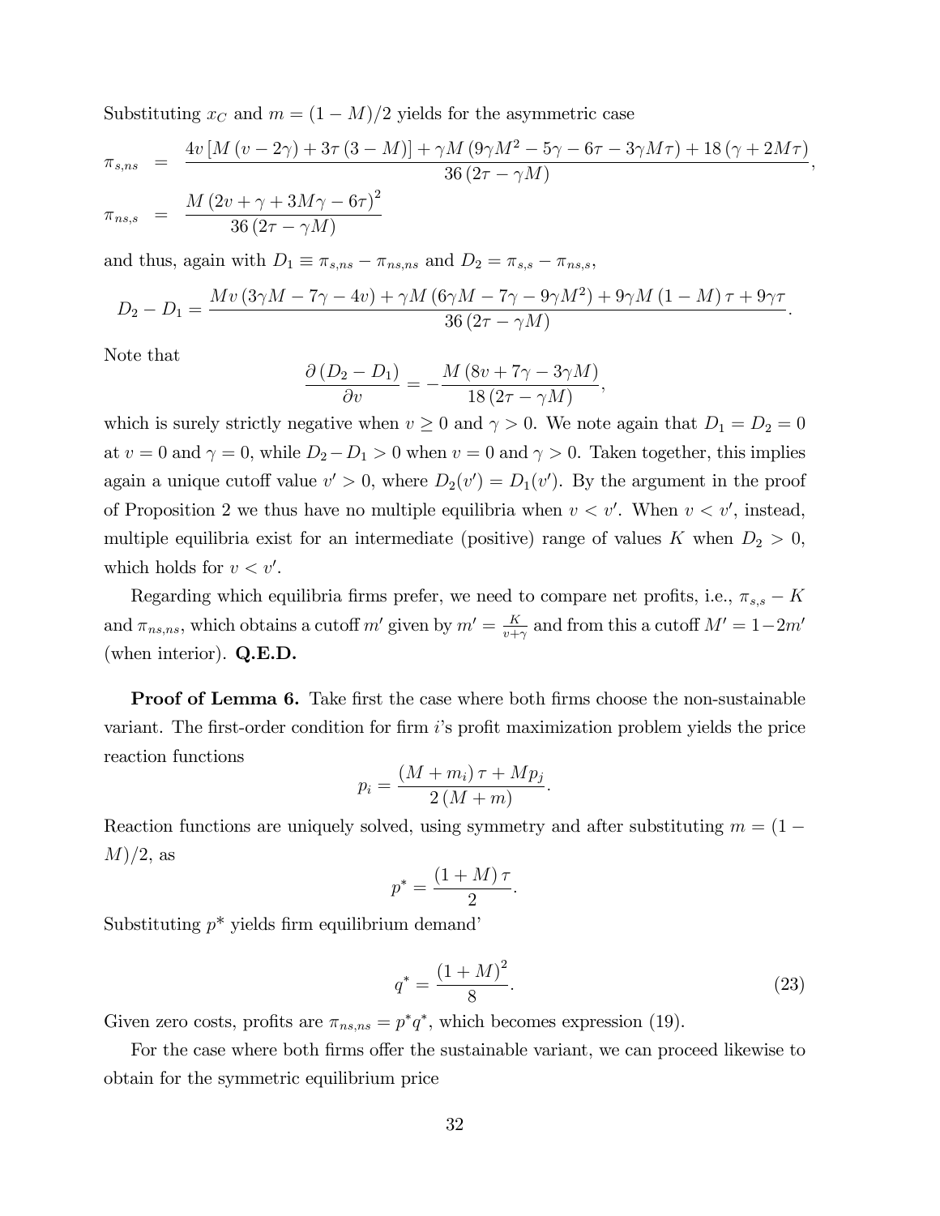Substituting $x_C$ and $m = (1-M)/2$ yields for the asymmetric case

$$
\begin{aligned}
\pi_{s,ns} &= \frac{4v\left[M\left(v-2\gamma\right)+3\tau\left(3-M\right)\right]+\gamma M\left(9\gamma M^{2}-5\gamma-6\tau-3\gamma M\tau\right)+18\left(\gamma+2M\tau\right)}{36\left(2\tau-\gamma M\right)}, \\
\pi_{ns,s} &= \frac{M\left(2v+\gamma+3M\gamma-6\tau\right)^{2}}{36\left(2\tau-\gamma M\right)}
\end{aligned}
$$

and thus, again with $D_1 \equiv \pi_{s,ns} - \pi_{ns,ns}$ and $D_2 = \pi_{s,s} - \pi_{ns,s}$,

$$
D_2 - D_1 = \frac{Mv\left(3\gamma M-7\gamma-4v\right)+\gamma M\left(6\gamma M-7\gamma-9\gamma M^{2}\right)+9\gamma M\left(1-M\right)\tau+9\gamma\tau}{36\left(2\tau-\gamma M\right)}.
$$

Note that

$$
\frac{\partial\left(D_2-D_1\right)}{\partial v} = -\frac{M\left(8v+7\gamma-3\gamma M\right)}{18\left(2\tau-\gamma M\right)},
$$

which is surely strictly negative when $v \geq 0$ and $\gamma > 0$. We note again that $D_1 = D_2 = 0$ at $v = 0$ and $\gamma = 0$, while $D_2 - D_1 > 0$ when $v = 0$ and $\gamma > 0$. Taken together, this implies again a unique cutoff value $v' > 0$, where $D_2(v') = D_1(v')$. By the argument in the proof of Proposition 2 we thus have no multiple equilibria when $v < v'$. When $v < v'$, instead, multiple equilibria exist for an intermediate (positive) range of values $K$ when $D_2 > 0$, which holds for $v < v'$.

Regarding which equilibria firms prefer, we need to compare net profits, i.e., $\pi_{s,s} - K$ and $\pi_{ns,ns}$, which obtains a cutoff $m'$ given by $m' = \frac{K}{v+\gamma}$ and from this a cutoff $M' = 1-2m'$ (when interior). **Q.E.D.**

**Proof of Lemma 6.** Take first the case where both firms choose the non-sustainable variant. The first-order condition for firm $i$'s profit maximization problem yields the price reaction functions

$$
p_i = \frac{\left(M+m_i\right)\tau + Mp_j}{2\left(M+m\right)}.
$$

Reaction functions are uniquely solved, using symmetry and after substituting $m = (1-M)/2$, as

$$
p^* = \frac{\left(1+M\right)\tau}{2}.
$$

Substituting $p^*$ yields firm equilibrium demand'

$$
q^* = \frac{\left(1+M\right)^2}{8}. \tag{23}
$$

Given zero costs, profits are $\pi_{ns,ns} = p^* q^*$, which becomes expression (19).

For the case where both firms offer the sustainable variant, we can proceed likewise to obtain for the symmetric equilibrium price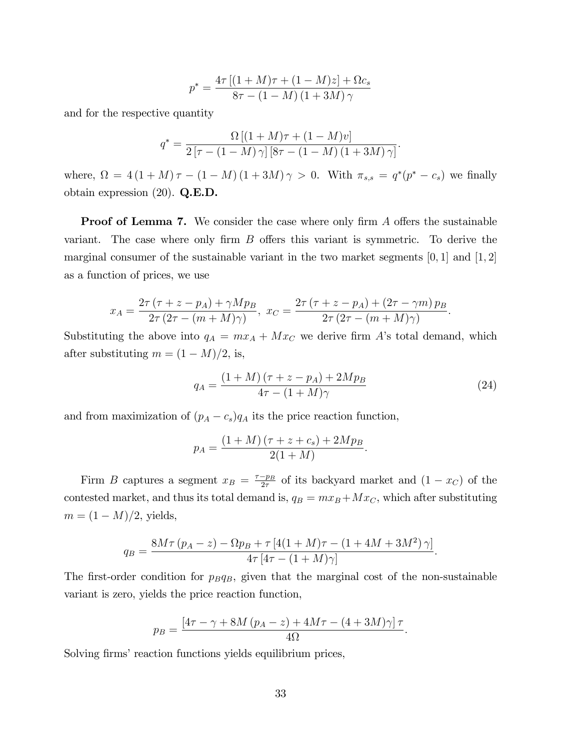$$p^* = \frac{4\tau\left[(1+M)\tau + (1-M)z\right] + \Omega c_s}{8\tau - (1-M)(1+3M)\gamma}$$

and for the respective quantity

$$q^* = \frac{\Omega\left[(1+M)\tau + (1-M)v\right]}{2\left[\tau - (1-M)\gamma\right]\left[8\tau - (1-M)(1+3M)\gamma\right]}.$$

where, $\Omega = 4(1+M)\tau - (1-M)(1+3M)\gamma > 0$. With $\pi_{s,s} = q^*(p^* - c_s)$ we finally obtain expression (20). **Q.E.D.**

**Proof of Lemma 7.** We consider the case where only firm $A$ offers the sustainable variant. The case where only firm $B$ offers this variant is symmetric. To derive the marginal consumer of the sustainable variant in the two market segments $[0,1]$ and $[1,2]$ as a function of prices, we use

$$x_A = \frac{2\tau(\tau + z - p_A) + \gamma M p_B}{2\tau(2\tau - (m+M)\gamma)},\ x_C = \frac{2\tau(\tau + z - p_A) + (2\tau - \gamma m)p_B}{2\tau(2\tau - (m+M)\gamma)}.$$

Substituting the above into $q_A = m x_A + M x_C$ we derive firm $A$'s total demand, which after substituting $m = (1-M)/2$, is,

$$q_A = \frac{(1+M)(\tau + z - p_A) + 2Mp_B}{4\tau - (1+M)\gamma} \tag{24}$$

and from maximization of $(p_A - c_s)q_A$ its the price reaction function,

$$p_A = \frac{(1+M)(\tau + z + c_s) + 2Mp_B}{2(1+M)}.$$

Firm $B$ captures a segment $x_B = \frac{\tau - p_B}{2\tau}$ of its backyard market and $(1 - x_C)$ of the contested market, and thus its total demand is, $q_B = m x_B + M x_C$, which after substituting $m = (1-M)/2$, yields,

$$q_B = \frac{8M\tau(p_A - z) - \Omega p_B + \tau\left[4(1+M)\tau - (1 + 4M + 3M^2)\gamma\right]}{4\tau\left[4\tau - (1+M)\gamma\right]}.$$

The first-order condition for $p_B q_B$, given that the marginal cost of the non-sustainable variant is zero, yields the price reaction function,

$$p_B = \frac{\left[4\tau - \gamma + 8M(p_A - z) + 4M\tau - (4+3M)\gamma\right]\tau}{4\Omega}.$$

Solving firms' reaction functions yields equilibrium prices,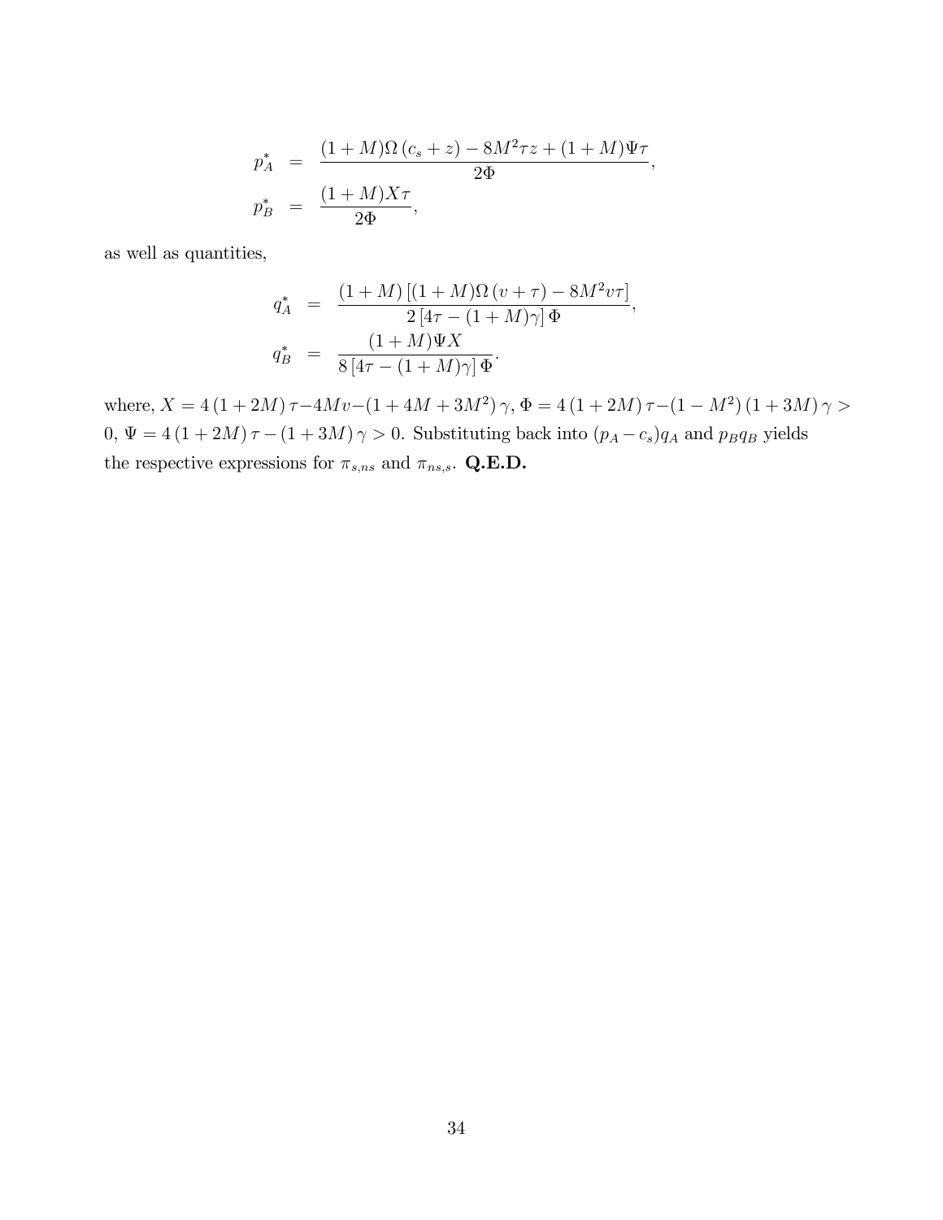$$
\begin{aligned}
p_A^* &= \frac{(1+M)\Omega\,(c_s+z) - 8M^2\tau z + (1+M)\Psi\tau}{2\Phi}, \\
p_B^* &= \frac{(1+M)X\tau}{2\Phi},
\end{aligned}
$$

as well as quantities,

$$
\begin{aligned}
q_A^* &= \frac{(1+M)\left[(1+M)\Omega\,(v+\tau) - 8M^2 v\tau\right]}{2\left[4\tau - (1+M)\gamma\right]\Phi}, \\
q_B^* &= \frac{(1+M)\Psi X}{8\left[4\tau - (1+M)\gamma\right]\Phi}.
\end{aligned}
$$

where, $X = 4\,(1+2M)\,\tau - 4Mv - (1+4M+3M^2)\,\gamma$, $\Phi = 4\,(1+2M)\,\tau - (1-M^2)\,(1+3M)\,\gamma > 0$, $\Psi = 4\,(1+2M)\,\tau - (1+3M)\,\gamma > 0$. Substituting back into $(p_A - c_s)q_A$ and $p_B q_B$ yields the respective expressions for $\pi_{s,ns}$ and $\pi_{ns,s}$. **Q.E.D.**